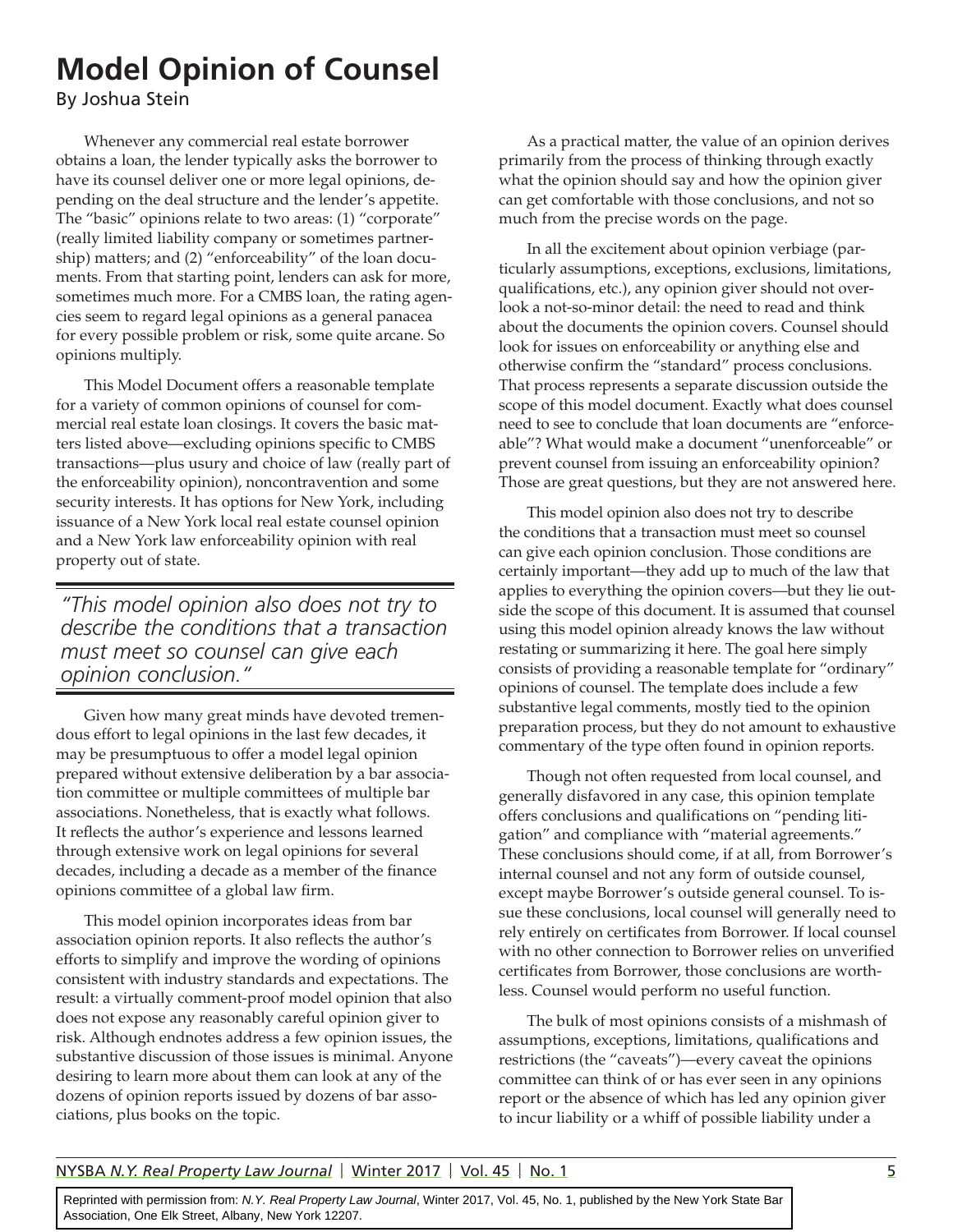# Model Opinion of Counsel

By Joshua Stein

Whenever any commercial real estate borrower obtains a loan, the lender typically asks the borrower to have its counsel deliver one or more legal opinions, depending on the deal structure and the lender's appetite. The "basic" opinions relate to two areas: (1) "corporate" (really limited liability company or sometimes partnership) matters; and (2) "enforceability" of the loan documents. From that starting point, lenders can ask for more, sometimes much more. For a CMBS loan, the rating agencies seem to regard legal opinions as a general panacea for every possible problem or risk, some quite arcane. So opinions multiply.

This Model Document offers a reasonable template for a variety of common opinions of counsel for commercial real estate loan closings. It covers the basic matters listed above—excluding opinions specific to CMBS transactions—plus usury and choice of law (really part of the enforceability opinion), noncontravention and some security interests. It has options for New York, including issuance of a New York local real estate counsel opinion and a New York law enforceability opinion with real property out of state.

> *"This model opinion also does not try to describe the conditions that a transaction must meet so counsel can give each opinion conclusion."*

Given how many great minds have devoted tremendous effort to legal opinions in the last few decades, it may be presumptuous to offer a model legal opinion prepared without extensive deliberation by a bar association committee or multiple committees of multiple bar associations. Nonetheless, that is exactly what follows. It reflects the author's experience and lessons learned through extensive work on legal opinions for several decades, including a decade as a member of the finance opinions committee of a global law firm.

This model opinion incorporates ideas from bar association opinion reports. It also reflects the author's efforts to simplify and improve the wording of opinions consistent with industry standards and expectations. The result: a virtually comment-proof model opinion that also does not expose any reasonably careful opinion giver to risk. Although endnotes address a few opinion issues, the substantive discussion of those issues is minimal. Anyone desiring to learn more about them can look at any of the dozens of opinion reports issued by dozens of bar associations, plus books on the topic.

As a practical matter, the value of an opinion derives primarily from the process of thinking through exactly what the opinion should say and how the opinion giver can get comfortable with those conclusions, and not so much from the precise words on the page.

In all the excitement about opinion verbiage (particularly assumptions, exceptions, exclusions, limitations, qualifications, etc.), any opinion giver should not overlook a not-so-minor detail: the need to read and think about the documents the opinion covers. Counsel should look for issues on enforceability or anything else and otherwise confirm the "standard" process conclusions. That process represents a separate discussion outside the scope of this model document. Exactly what does counsel need to see to conclude that loan documents are "enforceable"? What would make a document "unenforceable" or prevent counsel from issuing an enforceability opinion? Those are great questions, but they are not answered here.

This model opinion also does not try to describe the conditions that a transaction must meet so counsel can give each opinion conclusion. Those conditions are certainly important—they add up to much of the law that applies to everything the opinion covers—but they lie outside the scope of this document. It is assumed that counsel using this model opinion already knows the law without restating or summarizing it here. The goal here simply consists of providing a reasonable template for "ordinary" opinions of counsel. The template does include a few substantive legal comments, mostly tied to the opinion preparation process, but they do not amount to exhaustive commentary of the type often found in opinion reports.

Though not often requested from local counsel, and generally disfavored in any case, this opinion template offers conclusions and qualifications on "pending litigation" and compliance with "material agreements." These conclusions should come, if at all, from Borrower's internal counsel and not any form of outside counsel, except maybe Borrower's outside general counsel. To issue these conclusions, local counsel will generally need to rely entirely on certificates from Borrower. If local counsel with no other connection to Borrower relies on unverified certificates from Borrower, those conclusions are worthless. Counsel would perform no useful function.

The bulk of most opinions consists of a mishmash of assumptions, exceptions, limitations, qualifications and restrictions (the "caveats")—every caveat the opinions committee can think of or has ever seen in any opinions report or the absence of which has led any opinion giver to incur liability or a whiff of possible liability under a

Reprinted with permission from: *N.Y. Real Property Law Journal*, Winter 2017, Vol. 45, No. 1, published by the New York State Bar Association, One Elk Street, Albany, New York 12207.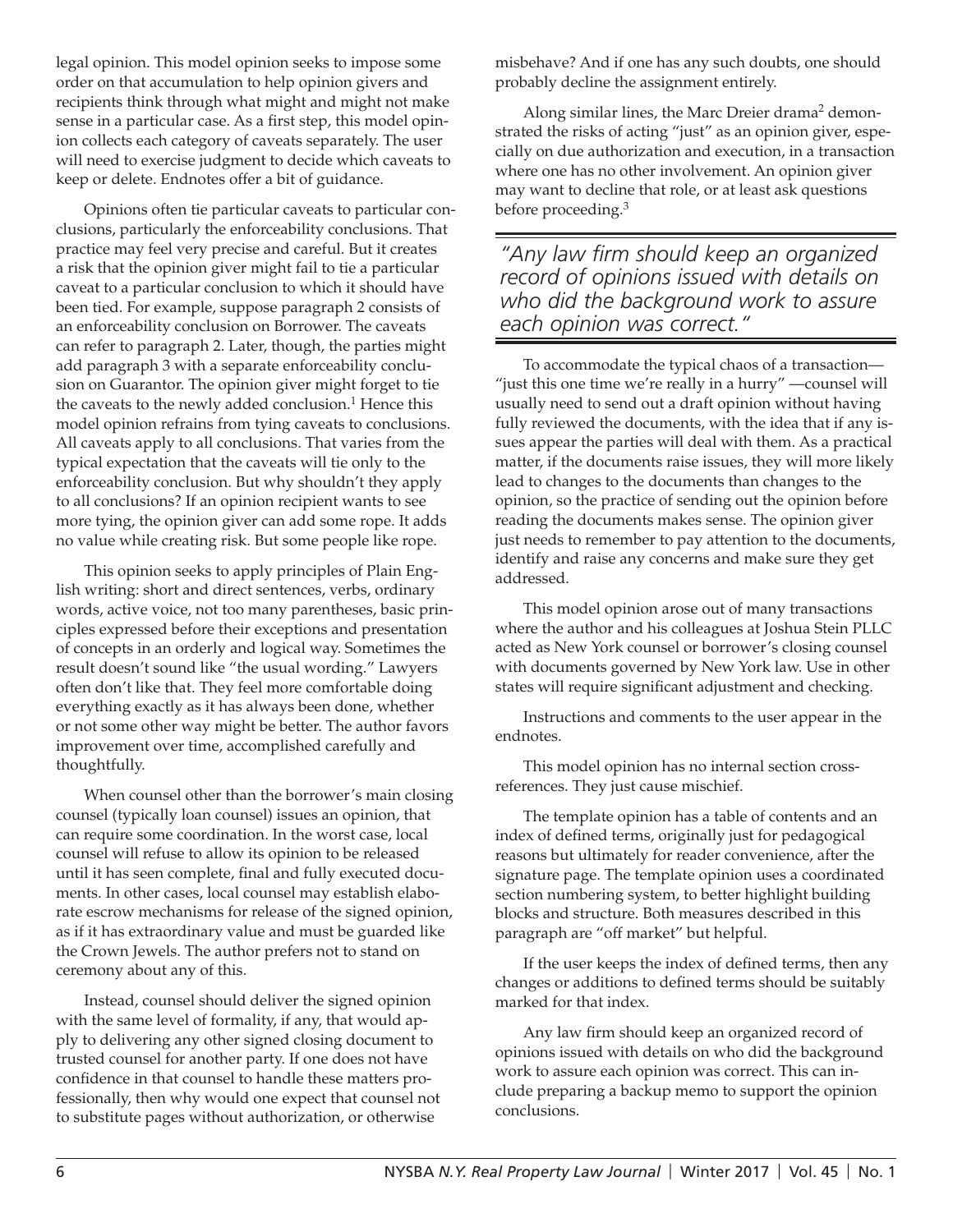legal opinion. This model opinion seeks to impose some order on that accumulation to help opinion givers and recipients think through what might and might not make sense in a particular case. As a first step, this model opinion collects each category of caveats separately. The user will need to exercise judgment to decide which caveats to keep or delete. Endnotes offer a bit of guidance.

Opinions often tie particular caveats to particular conclusions, particularly the enforceability conclusions. That practice may feel very precise and careful. But it creates a risk that the opinion giver might fail to tie a particular caveat to a particular conclusion to which it should have been tied. For example, suppose paragraph 2 consists of an enforceability conclusion on Borrower. The caveats can refer to paragraph 2. Later, though, the parties might add paragraph 3 with a separate enforceability conclusion on Guarantor. The opinion giver might forget to tie the caveats to the newly added conclusion.[1] Hence this model opinion refrains from tying caveats to conclusions. All caveats apply to all conclusions. That varies from the typical expectation that the caveats will tie only to the enforceability conclusion. But why shouldn't they apply to all conclusions? If an opinion recipient wants to see more tying, the opinion giver can add some rope. It adds no value while creating risk. But some people like rope.

This opinion seeks to apply principles of Plain English writing: short and direct sentences, verbs, ordinary words, active voice, not too many parentheses, basic principles expressed before their exceptions and presentation of concepts in an orderly and logical way. Sometimes the result doesn't sound like "the usual wording." Lawyers often don't like that. They feel more comfortable doing everything exactly as it has always been done, whether or not some other way might be better. The author favors improvement over time, accomplished carefully and thoughtfully.

When counsel other than the borrower's main closing counsel (typically loan counsel) issues an opinion, that can require some coordination. In the worst case, local counsel will refuse to allow its opinion to be released until it has seen complete, final and fully executed documents. In other cases, local counsel may establish elaborate escrow mechanisms for release of the signed opinion, as if it has extraordinary value and must be guarded like the Crown Jewels. The author prefers not to stand on ceremony about any of this.

Instead, counsel should deliver the signed opinion with the same level of formality, if any, that would apply to delivering any other signed closing document to trusted counsel for another party. If one does not have confidence in that counsel to handle these matters professionally, then why would one expect that counsel not to substitute pages without authorization, or otherwise misbehave? And if one has any such doubts, one should probably decline the assignment entirely.

Along similar lines, the Marc Dreier drama[2] demonstrated the risks of acting "just" as an opinion giver, especially on due authorization and execution, in a transaction where one has no other involvement. An opinion giver may want to decline that role, or at least ask questions before proceeding.[3]

> *"Any law firm should keep an organized record of opinions issued with details on who did the background work to assure each opinion was correct."*

To accommodate the typical chaos of a transaction—"just this one time we're really in a hurry" —counsel will usually need to send out a draft opinion without having fully reviewed the documents, with the idea that if any issues appear the parties will deal with them. As a practical matter, if the documents raise issues, they will more likely lead to changes to the documents than changes to the opinion, so the practice of sending out the opinion before reading the documents makes sense. The opinion giver just needs to remember to pay attention to the documents, identify and raise any concerns and make sure they get addressed.

This model opinion arose out of many transactions where the author and his colleagues at Joshua Stein PLLC acted as New York counsel or borrower's closing counsel with documents governed by New York law. Use in other states will require significant adjustment and checking.

Instructions and comments to the user appear in the endnotes.

This model opinion has no internal section cross-references. They just cause mischief.

The template opinion has a table of contents and an index of defined terms, originally just for pedagogical reasons but ultimately for reader convenience, after the signature page. The template opinion uses a coordinated section numbering system, to better highlight building blocks and structure. Both measures described in this paragraph are "off market" but helpful.

If the user keeps the index of defined terms, then any changes or additions to defined terms should be suitably marked for that index.

Any law firm should keep an organized record of opinions issued with details on who did the background work to assure each opinion was correct. This can include preparing a backup memo to support the opinion conclusions.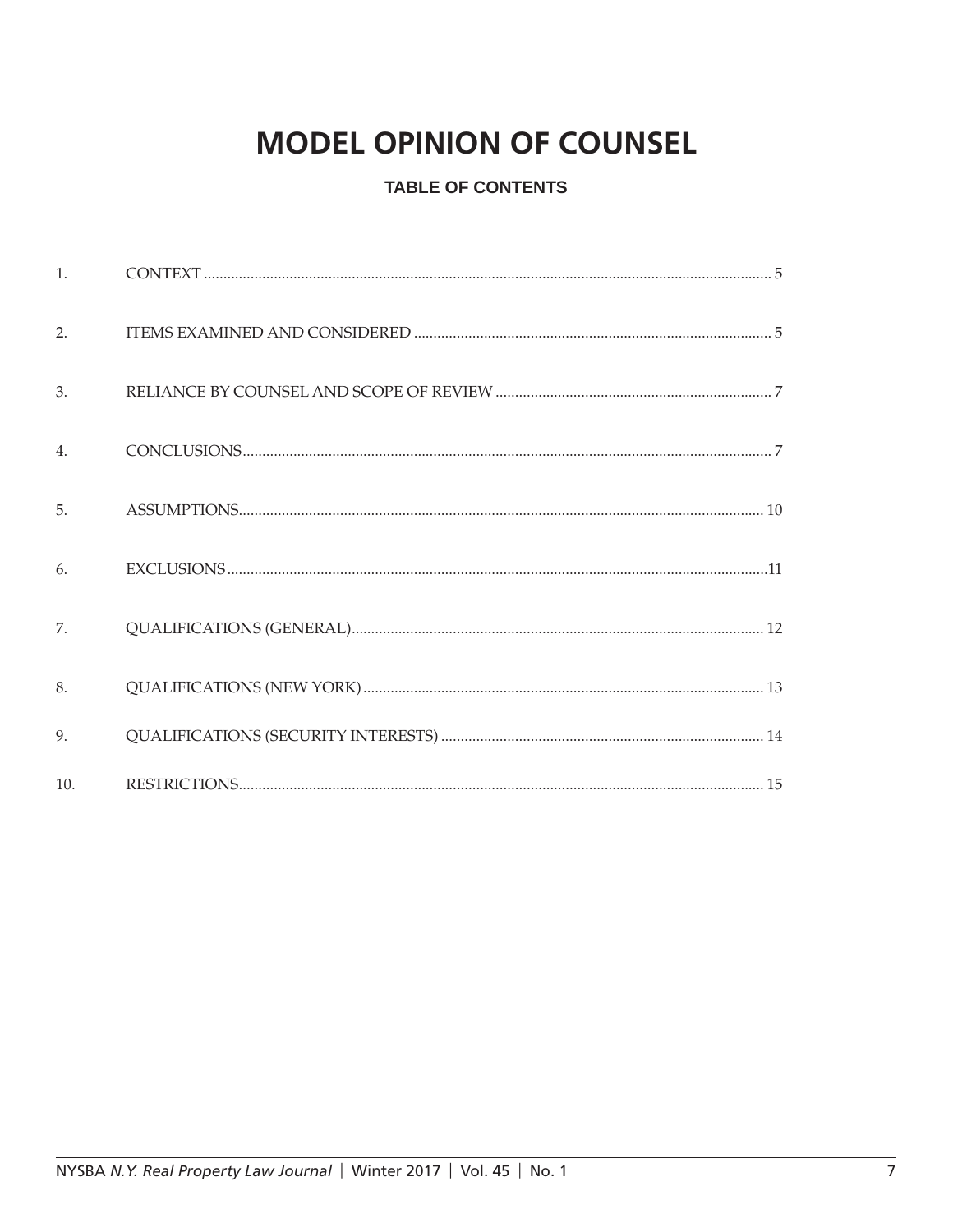# MODEL OPINION OF COUNSEL

## TABLE OF CONTENTS

1. CONTEXT ............................................................ 5
2. ITEMS EXAMINED AND CONSIDERED ............................................................ 5
3. RELIANCE BY COUNSEL AND SCOPE OF REVIEW ............................................................ 7
4. CONCLUSIONS ............................................................ 7
5. ASSUMPTIONS ............................................................ 10
6. EXCLUSIONS ............................................................ 11
7. QUALIFICATIONS (GENERAL) ............................................................ 12
8. QUALIFICATIONS (NEW YORK) ............................................................ 13
9. QUALIFICATIONS (SECURITY INTERESTS) ............................................................ 14
10. RESTRICTIONS ............................................................ 15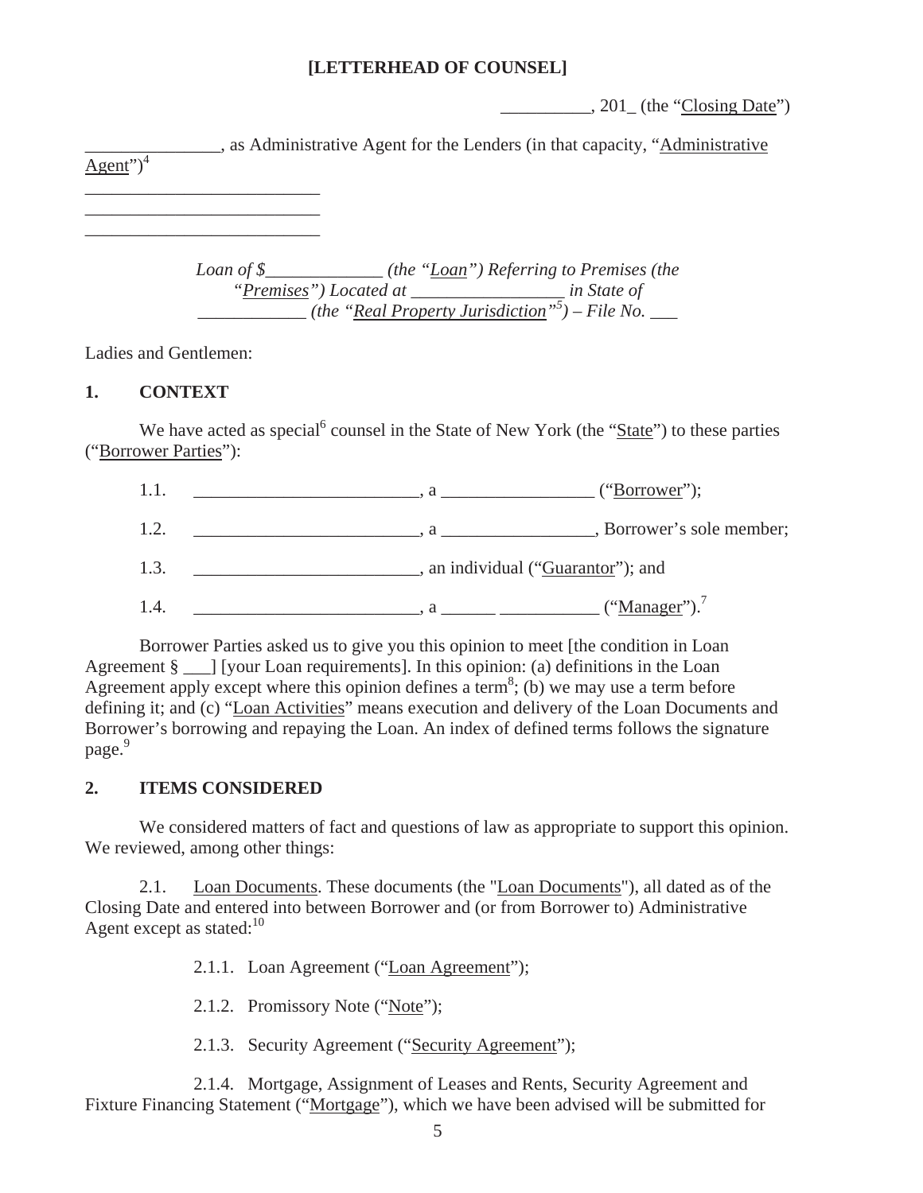**[LETTERHEAD OF COUNSEL]**

__________, 201_ (the "Closing Date")

_______________, as Administrative Agent for the Lenders (in that capacity, "Administrative Agent")[4]

__________________________
__________________________
__________________________

*Loan of $____________ (the "Loan") Referring to Premises (the "Premises") Located at ________________ in State of ___________ (the "Real Property Jurisdiction"[5]) – File No. ___*

Ladies and Gentlemen:

## 1. CONTEXT

We have acted as special[6] counsel in the State of New York (the "State") to these parties ("Borrower Parties"):

1.1. ________________________, a ________________ ("Borrower");

1.2. ________________________, a ________________, Borrower's sole member;

1.3. ________________________, an individual ("Guarantor"); and

1.4. ________________________, a ______ __________ ("Manager").[7]

Borrower Parties asked us to give you this opinion to meet [the condition in Loan Agreement § ___] [your Loan requirements]. In this opinion: (a) definitions in the Loan Agreement apply except where this opinion defines a term[8]; (b) we may use a term before defining it; and (c) "Loan Activities" means execution and delivery of the Loan Documents and Borrower's borrowing and repaying the Loan. An index of defined terms follows the signature page.[9]

## 2. ITEMS CONSIDERED

We considered matters of fact and questions of law as appropriate to support this opinion. We reviewed, among other things:

2.1. Loan Documents. These documents (the "Loan Documents"), all dated as of the Closing Date and entered into between Borrower and (or from Borrower to) Administrative Agent except as stated:[10]

2.1.1. Loan Agreement ("Loan Agreement");

2.1.2. Promissory Note ("Note");

2.1.3. Security Agreement ("Security Agreement");

2.1.4. Mortgage, Assignment of Leases and Rents, Security Agreement and Fixture Financing Statement ("Mortgage"), which we have been advised will be submitted for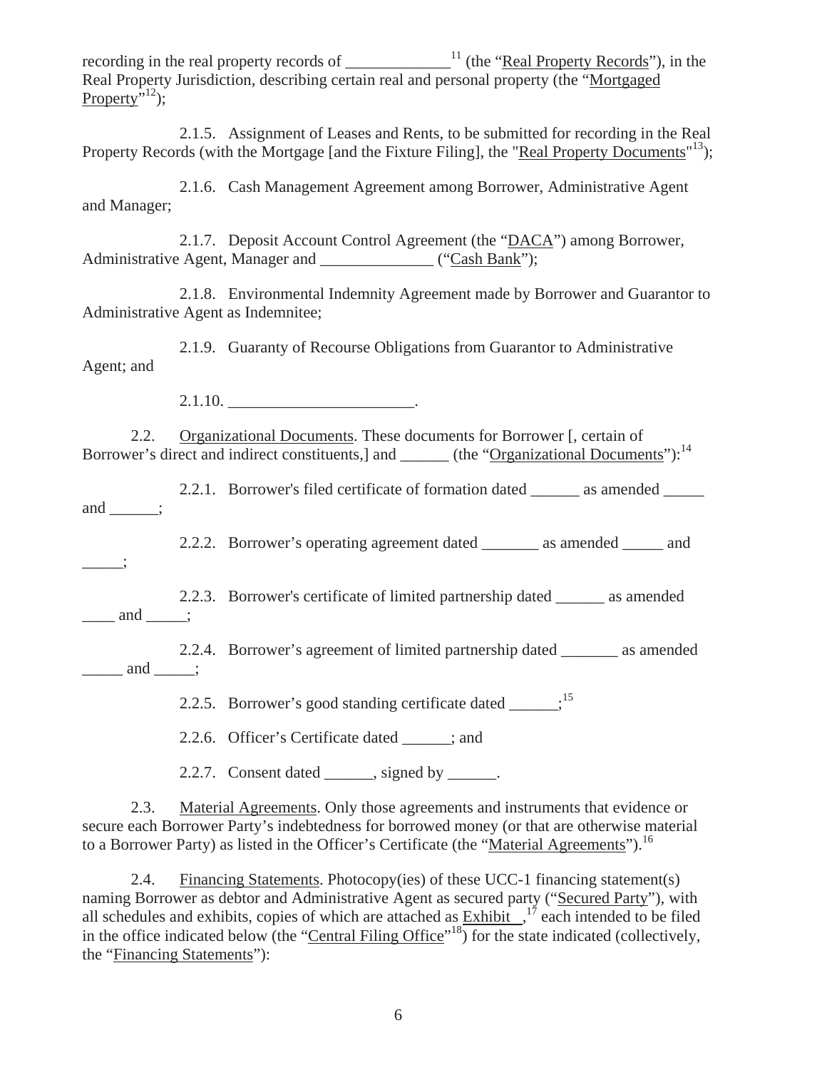recording in the real property records of _____________[11] (the "Real Property Records"), in the Real Property Jurisdiction, describing certain real and personal property (the "Mortgaged Property"[12]);

2.1.5. Assignment of Leases and Rents, to be submitted for recording in the Real Property Records (with the Mortgage [and the Fixture Filing], the "Real Property Documents"[13]);

2.1.6. Cash Management Agreement among Borrower, Administrative Agent and Manager;

2.1.7. Deposit Account Control Agreement (the "DACA") among Borrower, Administrative Agent, Manager and ______________ ("Cash Bank");

2.1.8. Environmental Indemnity Agreement made by Borrower and Guarantor to Administrative Agent as Indemnitee;

2.1.9. Guaranty of Recourse Obligations from Guarantor to Administrative Agent; and

2.1.10. _______________________.

2.2. Organizational Documents. These documents for Borrower [, certain of Borrower's direct and indirect constituents,] and ______ (the "Organizational Documents"):[14]

2.2.1. Borrower's filed certificate of formation dated ______ as amended _____ and ______;

2.2.2. Borrower's operating agreement dated _______ as amended _____ and _____;

2.2.3. Borrower's certificate of limited partnership dated ______ as amended ____ and _____;

2.2.4. Borrower's agreement of limited partnership dated _______ as amended _____ and _____;

2.2.5. Borrower's good standing certificate dated ______;[15]

2.2.6. Officer's Certificate dated ______; and

2.2.7. Consent dated ______, signed by ______.

2.3. Material Agreements. Only those agreements and instruments that evidence or secure each Borrower Party's indebtedness for borrowed money (or that are otherwise material to a Borrower Party) as listed in the Officer's Certificate (the "Material Agreements").[16]

2.4. Financing Statements. Photocopy(ies) of these UCC-1 financing statement(s) naming Borrower as debtor and Administrative Agent as secured party ("Secured Party"), with all schedules and exhibits, copies of which are attached as Exhibit __,[17] each intended to be filed in the office indicated below (the "Central Filing Office"[18]) for the state indicated (collectively, the "Financing Statements"):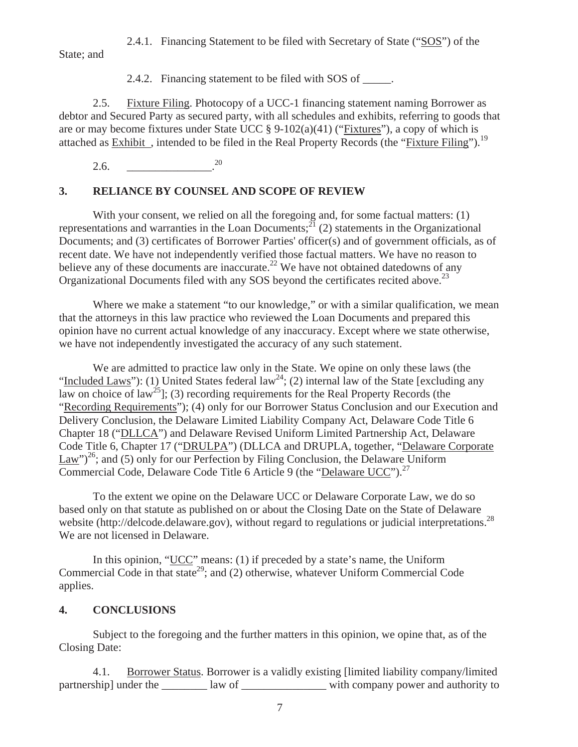2.4.1. Financing Statement to be filed with Secretary of State ("SOS") of the State; and

2.4.2. Financing statement to be filed with SOS of _____.

2.5. Fixture Filing. Photocopy of a UCC-1 financing statement naming Borrower as debtor and Secured Party as secured party, with all schedules and exhibits, referring to goods that are or may become fixtures under State UCC § 9-102(a)(41) ("Fixtures"), a copy of which is attached as Exhibit , intended to be filed in the Real Property Records (the "Fixture Filing").[19]

2.6. _______________.[20]

## 3. RELIANCE BY COUNSEL AND SCOPE OF REVIEW

With your consent, we relied on all the foregoing and, for some factual matters: (1) representations and warranties in the Loan Documents;[21] (2) statements in the Organizational Documents; and (3) certificates of Borrower Parties' officer(s) and of government officials, as of recent date. We have not independently verified those factual matters. We have no reason to believe any of these documents are inaccurate.[22] We have not obtained datedowns of any Organizational Documents filed with any SOS beyond the certificates recited above.[23]

Where we make a statement "to our knowledge," or with a similar qualification, we mean that the attorneys in this law practice who reviewed the Loan Documents and prepared this opinion have no current actual knowledge of any inaccuracy. Except where we state otherwise, we have not independently investigated the accuracy of any such statement.

We are admitted to practice law only in the State. We opine on only these laws (the "Included Laws"): (1) United States federal law[24]; (2) internal law of the State [excluding any law on choice of law[25]]; (3) recording requirements for the Real Property Records (the "Recording Requirements"); (4) only for our Borrower Status Conclusion and our Execution and Delivery Conclusion, the Delaware Limited Liability Company Act, Delaware Code Title 6 Chapter 18 ("DLLCA") and Delaware Revised Uniform Limited Partnership Act, Delaware Code Title 6, Chapter 17 ("DRULPA") (DLLCA and DRUPLA, together, "Delaware Corporate Law")[26]; and (5) only for our Perfection by Filing Conclusion, the Delaware Uniform Commercial Code, Delaware Code Title 6 Article 9 (the "Delaware UCC").[27]

To the extent we opine on the Delaware UCC or Delaware Corporate Law, we do so based only on that statute as published on or about the Closing Date on the State of Delaware website (http://delcode.delaware.gov), without regard to regulations or judicial interpretations.[28] We are not licensed in Delaware.

In this opinion, "UCC" means: (1) if preceded by a state's name, the Uniform Commercial Code in that state[29]; and (2) otherwise, whatever Uniform Commercial Code applies.

## 4. CONCLUSIONS

Subject to the foregoing and the further matters in this opinion, we opine that, as of the Closing Date:

4.1. Borrower Status. Borrower is a validly existing [limited liability company/limited partnership] under the ________ law of _______________ with company power and authority to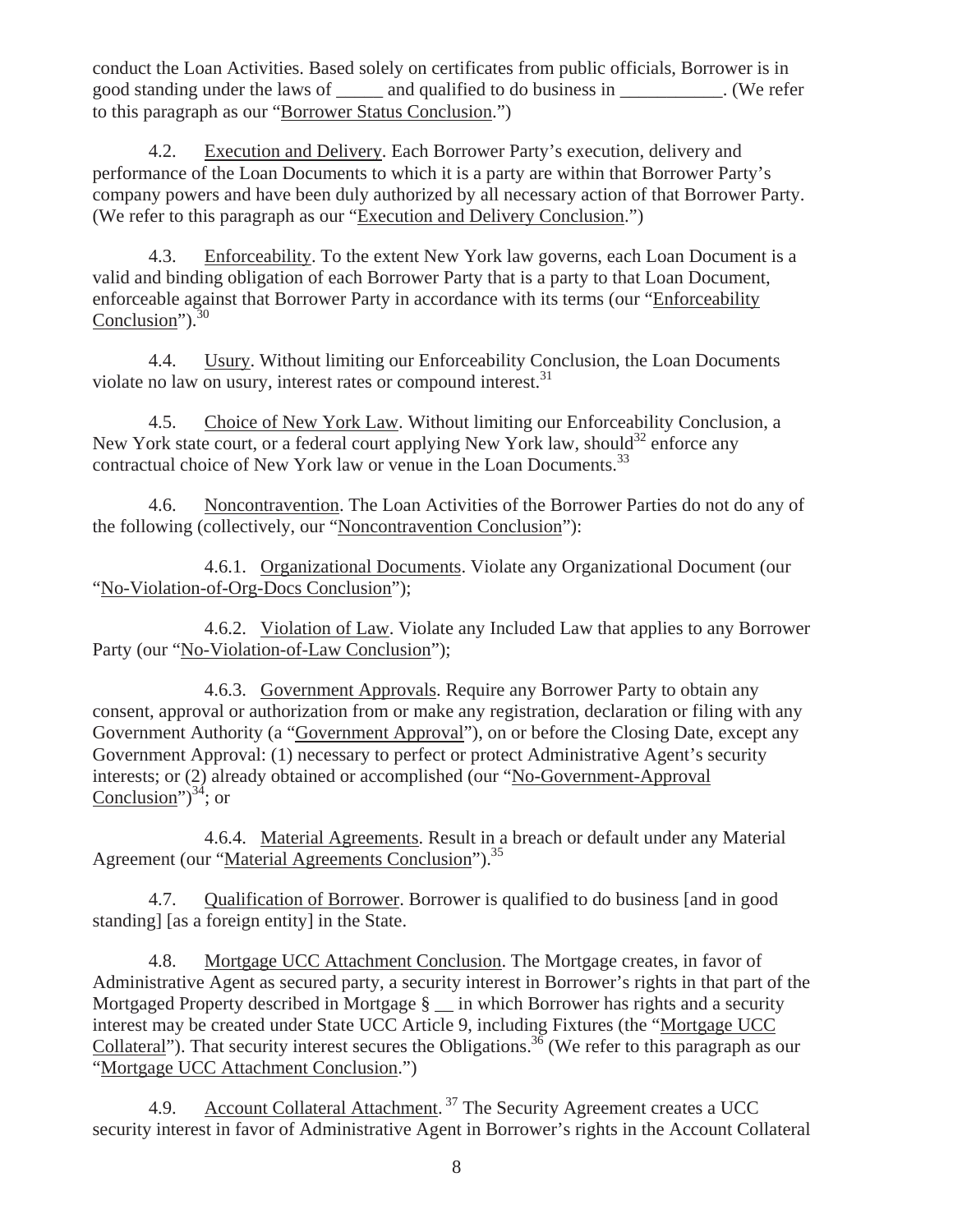conduct the Loan Activities. Based solely on certificates from public officials, Borrower is in good standing under the laws of _____ and qualified to do business in ___________. (We refer to this paragraph as our "Borrower Status Conclusion.")

4.2. Execution and Delivery. Each Borrower Party's execution, delivery and performance of the Loan Documents to which it is a party are within that Borrower Party's company powers and have been duly authorized by all necessary action of that Borrower Party. (We refer to this paragraph as our "Execution and Delivery Conclusion.")

4.3. Enforceability. To the extent New York law governs, each Loan Document is a valid and binding obligation of each Borrower Party that is a party to that Loan Document, enforceable against that Borrower Party in accordance with its terms (our "Enforceability Conclusion").[30]

4.4. Usury. Without limiting our Enforceability Conclusion, the Loan Documents violate no law on usury, interest rates or compound interest.[31]

4.5. Choice of New York Law. Without limiting our Enforceability Conclusion, a New York state court, or a federal court applying New York law, should[32] enforce any contractual choice of New York law or venue in the Loan Documents.[33]

4.6. Noncontravention. The Loan Activities of the Borrower Parties do not do any of the following (collectively, our "Noncontravention Conclusion"):

4.6.1. Organizational Documents. Violate any Organizational Document (our "No-Violation-of-Org-Docs Conclusion");

4.6.2. Violation of Law. Violate any Included Law that applies to any Borrower Party (our "No-Violation-of-Law Conclusion");

4.6.3. Government Approvals. Require any Borrower Party to obtain any consent, approval or authorization from or make any registration, declaration or filing with any Government Authority (a "Government Approval"), on or before the Closing Date, except any Government Approval: (1) necessary to perfect or protect Administrative Agent's security interests; or (2) already obtained or accomplished (our "No-Government-Approval Conclusion")[34]; or

4.6.4. Material Agreements. Result in a breach or default under any Material Agreement (our "Material Agreements Conclusion").[35]

4.7. Qualification of Borrower. Borrower is qualified to do business [and in good standing] [as a foreign entity] in the State.

4.8. Mortgage UCC Attachment Conclusion. The Mortgage creates, in favor of Administrative Agent as secured party, a security interest in Borrower's rights in that part of the Mortgaged Property described in Mortgage § __ in which Borrower has rights and a security interest may be created under State UCC Article 9, including Fixtures (the "Mortgage UCC Collateral"). That security interest secures the Obligations.[36] (We refer to this paragraph as our "Mortgage UCC Attachment Conclusion.")

4.9. Account Collateral Attachment.[37] The Security Agreement creates a UCC security interest in favor of Administrative Agent in Borrower's rights in the Account Collateral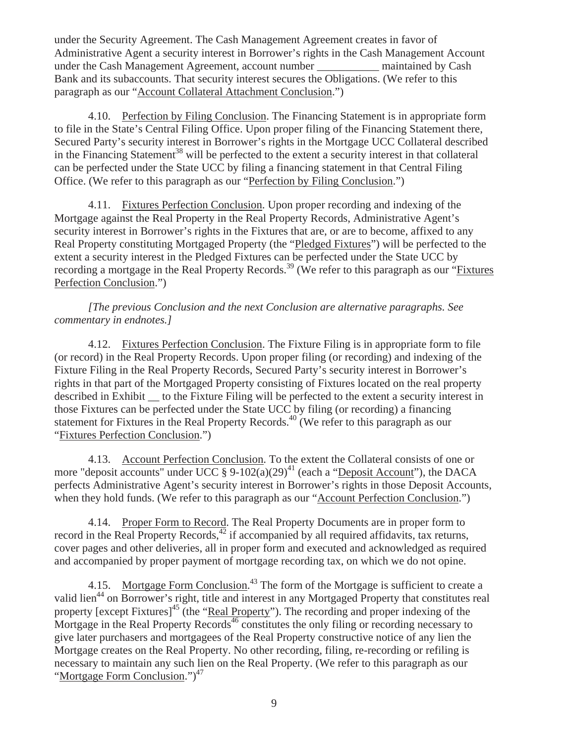under the Security Agreement. The Cash Management Agreement creates in favor of Administrative Agent a security interest in Borrower's rights in the Cash Management Account under the Cash Management Agreement, account number ___________ maintained by Cash Bank and its subaccounts. That security interest secures the Obligations. (We refer to this paragraph as our "Account Collateral Attachment Conclusion.")

4.10. Perfection by Filing Conclusion. The Financing Statement is in appropriate form to file in the State's Central Filing Office. Upon proper filing of the Financing Statement there, Secured Party's security interest in Borrower's rights in the Mortgage UCC Collateral described in the Financing Statement[38] will be perfected to the extent a security interest in that collateral can be perfected under the State UCC by filing a financing statement in that Central Filing Office. (We refer to this paragraph as our "Perfection by Filing Conclusion.")

4.11. Fixtures Perfection Conclusion. Upon proper recording and indexing of the Mortgage against the Real Property in the Real Property Records, Administrative Agent's security interest in Borrower's rights in the Fixtures that are, or are to become, affixed to any Real Property constituting Mortgaged Property (the "Pledged Fixtures") will be perfected to the extent a security interest in the Pledged Fixtures can be perfected under the State UCC by recording a mortgage in the Real Property Records.[39] (We refer to this paragraph as our "Fixtures Perfection Conclusion.")

*[The previous Conclusion and the next Conclusion are alternative paragraphs. See commentary in endnotes.]*

4.12. Fixtures Perfection Conclusion. The Fixture Filing is in appropriate form to file (or record) in the Real Property Records. Upon proper filing (or recording) and indexing of the Fixture Filing in the Real Property Records, Secured Party's security interest in Borrower's rights in that part of the Mortgaged Property consisting of Fixtures located on the real property described in Exhibit __ to the Fixture Filing will be perfected to the extent a security interest in those Fixtures can be perfected under the State UCC by filing (or recording) a financing statement for Fixtures in the Real Property Records.[40] (We refer to this paragraph as our "Fixtures Perfection Conclusion.")

4.13. Account Perfection Conclusion. To the extent the Collateral consists of one or more "deposit accounts" under UCC § 9-102(a)(29)[41] (each a "Deposit Account"), the DACA perfects Administrative Agent's security interest in Borrower's rights in those Deposit Accounts, when they hold funds. (We refer to this paragraph as our "Account Perfection Conclusion.")

4.14. Proper Form to Record. The Real Property Documents are in proper form to record in the Real Property Records,[42] if accompanied by all required affidavits, tax returns, cover pages and other deliveries, all in proper form and executed and acknowledged as required and accompanied by proper payment of mortgage recording tax, on which we do not opine.

4.15. Mortgage Form Conclusion.[43] The form of the Mortgage is sufficient to create a valid lien[44] on Borrower's right, title and interest in any Mortgaged Property that constitutes real property [except Fixtures][45] (the "Real Property"). The recording and proper indexing of the Mortgage in the Real Property Records[46] constitutes the only filing or recording necessary to give later purchasers and mortgagees of the Real Property constructive notice of any lien the Mortgage creates on the Real Property. No other recording, filing, re-recording or refiling is necessary to maintain any such lien on the Real Property. (We refer to this paragraph as our "Mortgage Form Conclusion.")[47]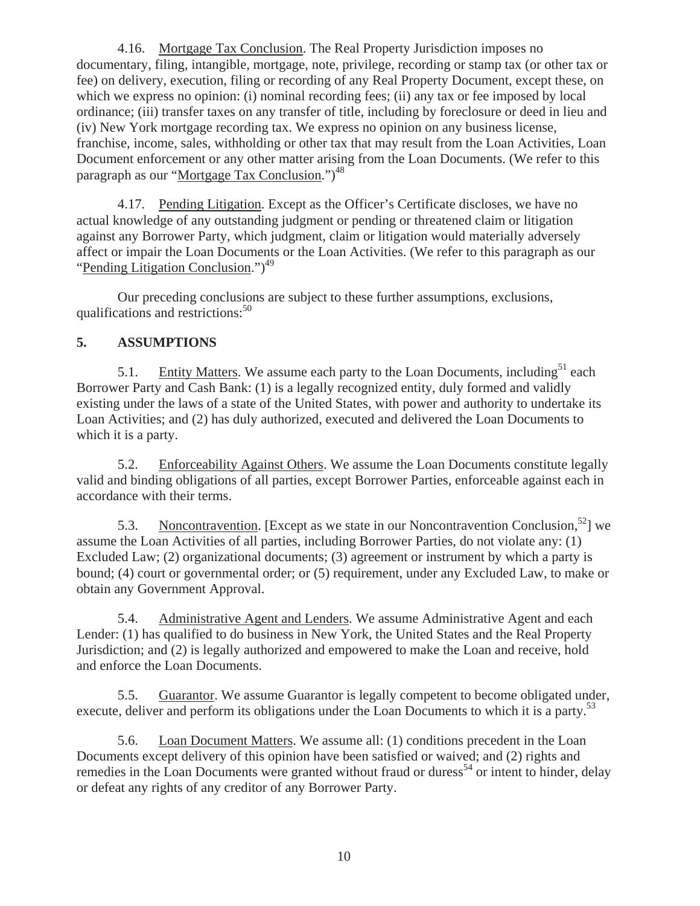4.16. Mortgage Tax Conclusion. The Real Property Jurisdiction imposes no documentary, filing, intangible, mortgage, note, privilege, recording or stamp tax (or other tax or fee) on delivery, execution, filing or recording of any Real Property Document, except these, on which we express no opinion: (i) nominal recording fees; (ii) any tax or fee imposed by local ordinance; (iii) transfer taxes on any transfer of title, including by foreclosure or deed in lieu and (iv) New York mortgage recording tax. We express no opinion on any business license, franchise, income, sales, withholding or other tax that may result from the Loan Activities, Loan Document enforcement or any other matter arising from the Loan Documents. (We refer to this paragraph as our "Mortgage Tax Conclusion.")[48]

4.17. Pending Litigation. Except as the Officer's Certificate discloses, we have no actual knowledge of any outstanding judgment or pending or threatened claim or litigation against any Borrower Party, which judgment, claim or litigation would materially adversely affect or impair the Loan Documents or the Loan Activities. (We refer to this paragraph as our "Pending Litigation Conclusion.")[49]

Our preceding conclusions are subject to these further assumptions, exclusions, qualifications and restrictions:[50]

## 5. ASSUMPTIONS

5.1. Entity Matters. We assume each party to the Loan Documents, including[51] each Borrower Party and Cash Bank: (1) is a legally recognized entity, duly formed and validly existing under the laws of a state of the United States, with power and authority to undertake its Loan Activities; and (2) has duly authorized, executed and delivered the Loan Documents to which it is a party.

5.2. Enforceability Against Others. We assume the Loan Documents constitute legally valid and binding obligations of all parties, except Borrower Parties, enforceable against each in accordance with their terms.

5.3. Noncontravention. [Except as we state in our Noncontravention Conclusion,[52]] we assume the Loan Activities of all parties, including Borrower Parties, do not violate any: (1) Excluded Law; (2) organizational documents; (3) agreement or instrument by which a party is bound; (4) court or governmental order; or (5) requirement, under any Excluded Law, to make or obtain any Government Approval.

5.4. Administrative Agent and Lenders. We assume Administrative Agent and each Lender: (1) has qualified to do business in New York, the United States and the Real Property Jurisdiction; and (2) is legally authorized and empowered to make the Loan and receive, hold and enforce the Loan Documents.

5.5. Guarantor. We assume Guarantor is legally competent to become obligated under, execute, deliver and perform its obligations under the Loan Documents to which it is a party.[53]

5.6. Loan Document Matters. We assume all: (1) conditions precedent in the Loan Documents except delivery of this opinion have been satisfied or waived; and (2) rights and remedies in the Loan Documents were granted without fraud or duress[54] or intent to hinder, delay or defeat any rights of any creditor of any Borrower Party.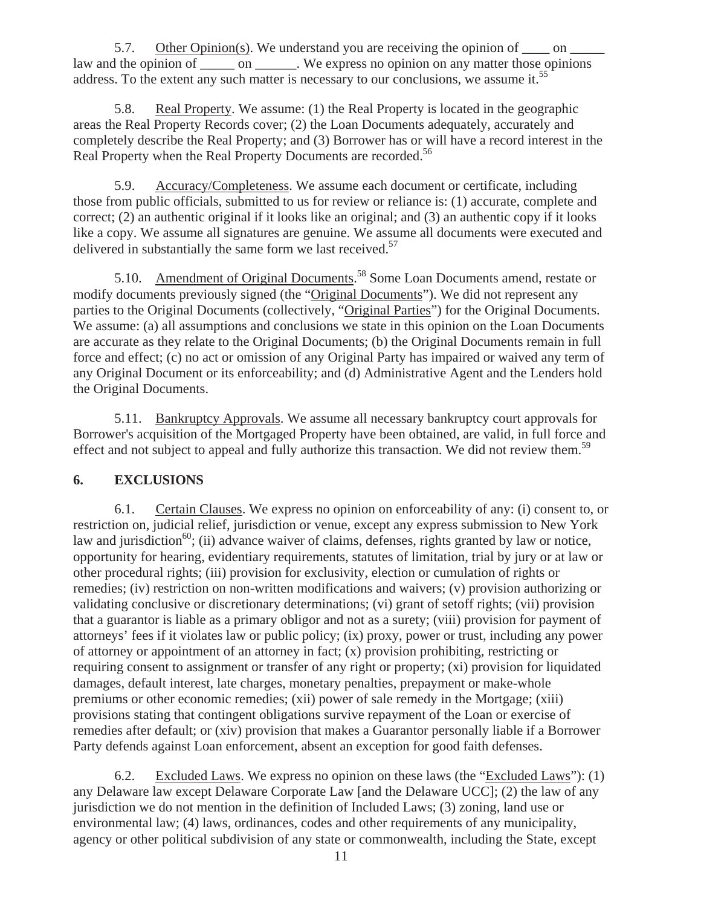5.7. Other Opinion(s). We understand you are receiving the opinion of ____ on _____ law and the opinion of _____ on ______. We express no opinion on any matter those opinions address. To the extent any such matter is necessary to our conclusions, we assume it.[55]

5.8. Real Property. We assume: (1) the Real Property is located in the geographic areas the Real Property Records cover; (2) the Loan Documents adequately, accurately and completely describe the Real Property; and (3) Borrower has or will have a record interest in the Real Property when the Real Property Documents are recorded.[56]

5.9. Accuracy/Completeness. We assume each document or certificate, including those from public officials, submitted to us for review or reliance is: (1) accurate, complete and correct; (2) an authentic original if it looks like an original; and (3) an authentic copy if it looks like a copy. We assume all signatures are genuine. We assume all documents were executed and delivered in substantially the same form we last received.[57]

5.10. Amendment of Original Documents.[58] Some Loan Documents amend, restate or modify documents previously signed (the "Original Documents"). We did not represent any parties to the Original Documents (collectively, "Original Parties") for the Original Documents. We assume: (a) all assumptions and conclusions we state in this opinion on the Loan Documents are accurate as they relate to the Original Documents; (b) the Original Documents remain in full force and effect; (c) no act or omission of any Original Party has impaired or waived any term of any Original Document or its enforceability; and (d) Administrative Agent and the Lenders hold the Original Documents.

5.11. Bankruptcy Approvals. We assume all necessary bankruptcy court approvals for Borrower's acquisition of the Mortgaged Property have been obtained, are valid, in full force and effect and not subject to appeal and fully authorize this transaction. We did not review them.[59]

## 6. EXCLUSIONS

6.1. Certain Clauses. We express no opinion on enforceability of any: (i) consent to, or restriction on, judicial relief, jurisdiction or venue, except any express submission to New York law and jurisdiction[60]; (ii) advance waiver of claims, defenses, rights granted by law or notice, opportunity for hearing, evidentiary requirements, statutes of limitation, trial by jury or at law or other procedural rights; (iii) provision for exclusivity, election or cumulation of rights or remedies; (iv) restriction on non-written modifications and waivers; (v) provision authorizing or validating conclusive or discretionary determinations; (vi) grant of setoff rights; (vii) provision that a guarantor is liable as a primary obligor and not as a surety; (viii) provision for payment of attorneys' fees if it violates law or public policy; (ix) proxy, power or trust, including any power of attorney or appointment of an attorney in fact; (x) provision prohibiting, restricting or requiring consent to assignment or transfer of any right or property; (xi) provision for liquidated damages, default interest, late charges, monetary penalties, prepayment or make-whole premiums or other economic remedies; (xii) power of sale remedy in the Mortgage; (xiii) provisions stating that contingent obligations survive repayment of the Loan or exercise of remedies after default; or (xiv) provision that makes a Guarantor personally liable if a Borrower Party defends against Loan enforcement, absent an exception for good faith defenses.

6.2. Excluded Laws. We express no opinion on these laws (the "Excluded Laws"): (1) any Delaware law except Delaware Corporate Law [and the Delaware UCC]; (2) the law of any jurisdiction we do not mention in the definition of Included Laws; (3) zoning, land use or environmental law; (4) laws, ordinances, codes and other requirements of any municipality, agency or other political subdivision of any state or commonwealth, including the State, except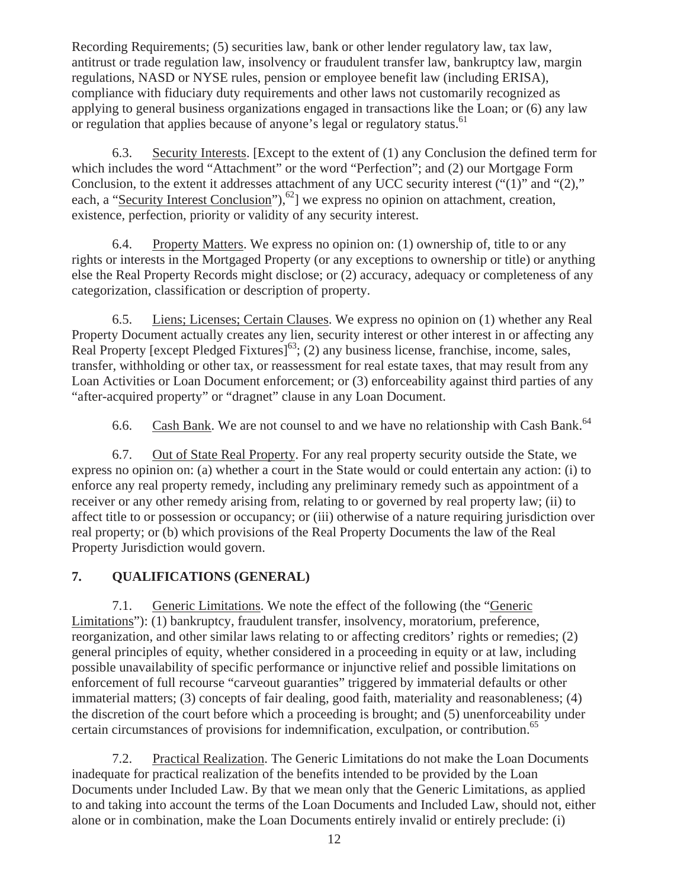Recording Requirements; (5) securities law, bank or other lender regulatory law, tax law, antitrust or trade regulation law, insolvency or fraudulent transfer law, bankruptcy law, margin regulations, NASD or NYSE rules, pension or employee benefit law (including ERISA), compliance with fiduciary duty requirements and other laws not customarily recognized as applying to general business organizations engaged in transactions like the Loan; or (6) any law or regulation that applies because of anyone's legal or regulatory status.[61]

6.3. Security Interests. [Except to the extent of (1) any Conclusion the defined term for which includes the word "Attachment" or the word "Perfection"; and (2) our Mortgage Form Conclusion, to the extent it addresses attachment of any UCC security interest ("(1)" and "(2)," each, a "Security Interest Conclusion"),[62]] we express no opinion on attachment, creation, existence, perfection, priority or validity of any security interest.

6.4. Property Matters. We express no opinion on: (1) ownership of, title to or any rights or interests in the Mortgaged Property (or any exceptions to ownership or title) or anything else the Real Property Records might disclose; or (2) accuracy, adequacy or completeness of any categorization, classification or description of property.

6.5. Liens; Licenses; Certain Clauses. We express no opinion on (1) whether any Real Property Document actually creates any lien, security interest or other interest in or affecting any Real Property [except Pledged Fixtures][63]; (2) any business license, franchise, income, sales, transfer, withholding or other tax, or reassessment for real estate taxes, that may result from any Loan Activities or Loan Document enforcement; or (3) enforceability against third parties of any "after-acquired property" or "dragnet" clause in any Loan Document.

6.6. Cash Bank. We are not counsel to and we have no relationship with Cash Bank.[64]

6.7. Out of State Real Property. For any real property security outside the State, we express no opinion on: (a) whether a court in the State would or could entertain any action: (i) to enforce any real property remedy, including any preliminary remedy such as appointment of a receiver or any other remedy arising from, relating to or governed by real property law; (ii) to affect title to or possession or occupancy; or (iii) otherwise of a nature requiring jurisdiction over real property; or (b) which provisions of the Real Property Documents the law of the Real Property Jurisdiction would govern.

## 7. QUALIFICATIONS (GENERAL)

7.1. Generic Limitations. We note the effect of the following (the "Generic Limitations"): (1) bankruptcy, fraudulent transfer, insolvency, moratorium, preference, reorganization, and other similar laws relating to or affecting creditors' rights or remedies; (2) general principles of equity, whether considered in a proceeding in equity or at law, including possible unavailability of specific performance or injunctive relief and possible limitations on enforcement of full recourse "carveout guaranties" triggered by immaterial defaults or other immaterial matters; (3) concepts of fair dealing, good faith, materiality and reasonableness; (4) the discretion of the court before which a proceeding is brought; and (5) unenforceability under certain circumstances of provisions for indemnification, exculpation, or contribution.[65]

7.2. Practical Realization. The Generic Limitations do not make the Loan Documents inadequate for practical realization of the benefits intended to be provided by the Loan Documents under Included Law. By that we mean only that the Generic Limitations, as applied to and taking into account the terms of the Loan Documents and Included Law, should not, either alone or in combination, make the Loan Documents entirely invalid or entirely preclude: (i)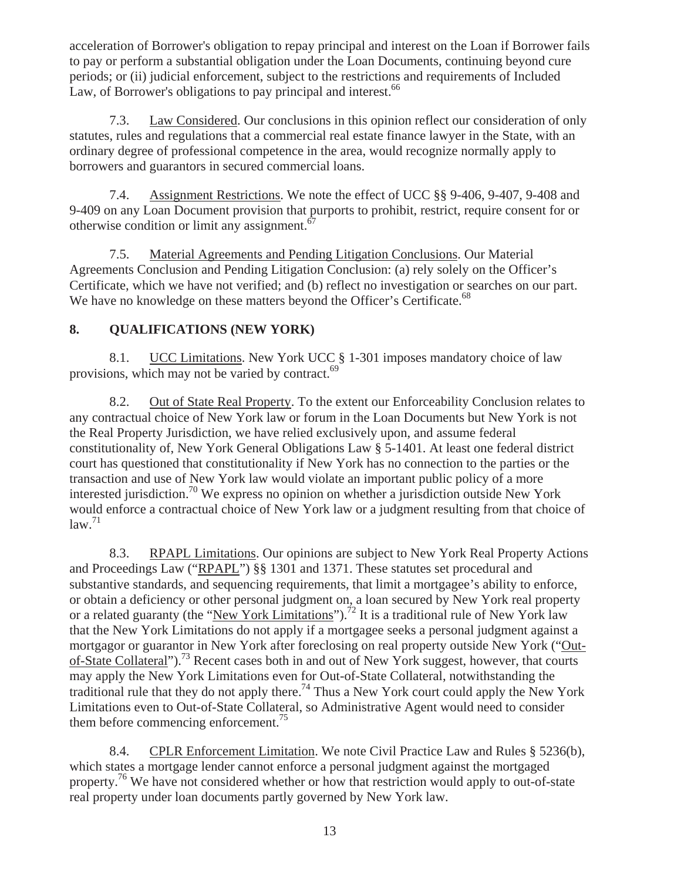acceleration of Borrower's obligation to repay principal and interest on the Loan if Borrower fails to pay or perform a substantial obligation under the Loan Documents, continuing beyond cure periods; or (ii) judicial enforcement, subject to the restrictions and requirements of Included Law, of Borrower's obligations to pay principal and interest.[66]

7.3. Law Considered. Our conclusions in this opinion reflect our consideration of only statutes, rules and regulations that a commercial real estate finance lawyer in the State, with an ordinary degree of professional competence in the area, would recognize normally apply to borrowers and guarantors in secured commercial loans.

7.4. Assignment Restrictions. We note the effect of UCC §§ 9-406, 9-407, 9-408 and 9-409 on any Loan Document provision that purports to prohibit, restrict, require consent for or otherwise condition or limit any assignment.[67]

7.5. Material Agreements and Pending Litigation Conclusions. Our Material Agreements Conclusion and Pending Litigation Conclusion: (a) rely solely on the Officer's Certificate, which we have not verified; and (b) reflect no investigation or searches on our part. We have no knowledge on these matters beyond the Officer's Certificate.[68]

## 8. QUALIFICATIONS (NEW YORK)

8.1. UCC Limitations. New York UCC § 1-301 imposes mandatory choice of law provisions, which may not be varied by contract.[69]

8.2. Out of State Real Property. To the extent our Enforceability Conclusion relates to any contractual choice of New York law or forum in the Loan Documents but New York is not the Real Property Jurisdiction, we have relied exclusively upon, and assume federal constitutionality of, New York General Obligations Law § 5-1401. At least one federal district court has questioned that constitutionality if New York has no connection to the parties or the transaction and use of New York law would violate an important public policy of a more interested jurisdiction.[70] We express no opinion on whether a jurisdiction outside New York would enforce a contractual choice of New York law or a judgment resulting from that choice of law.[71]

8.3. RPAPL Limitations. Our opinions are subject to New York Real Property Actions and Proceedings Law ("RPAPL") §§ 1301 and 1371. These statutes set procedural and substantive standards, and sequencing requirements, that limit a mortgagee's ability to enforce, or obtain a deficiency or other personal judgment on, a loan secured by New York real property or a related guaranty (the "New York Limitations").[72] It is a traditional rule of New York law that the New York Limitations do not apply if a mortgagee seeks a personal judgment against a mortgagor or guarantor in New York after foreclosing on real property outside New York ("Out-of-State Collateral").[73] Recent cases both in and out of New York suggest, however, that courts may apply the New York Limitations even for Out-of-State Collateral, notwithstanding the traditional rule that they do not apply there.[74] Thus a New York court could apply the New York Limitations even to Out-of-State Collateral, so Administrative Agent would need to consider them before commencing enforcement.[75]

8.4. CPLR Enforcement Limitation. We note Civil Practice Law and Rules § 5236(b), which states a mortgage lender cannot enforce a personal judgment against the mortgaged property.[76] We have not considered whether or how that restriction would apply to out-of-state real property under loan documents partly governed by New York law.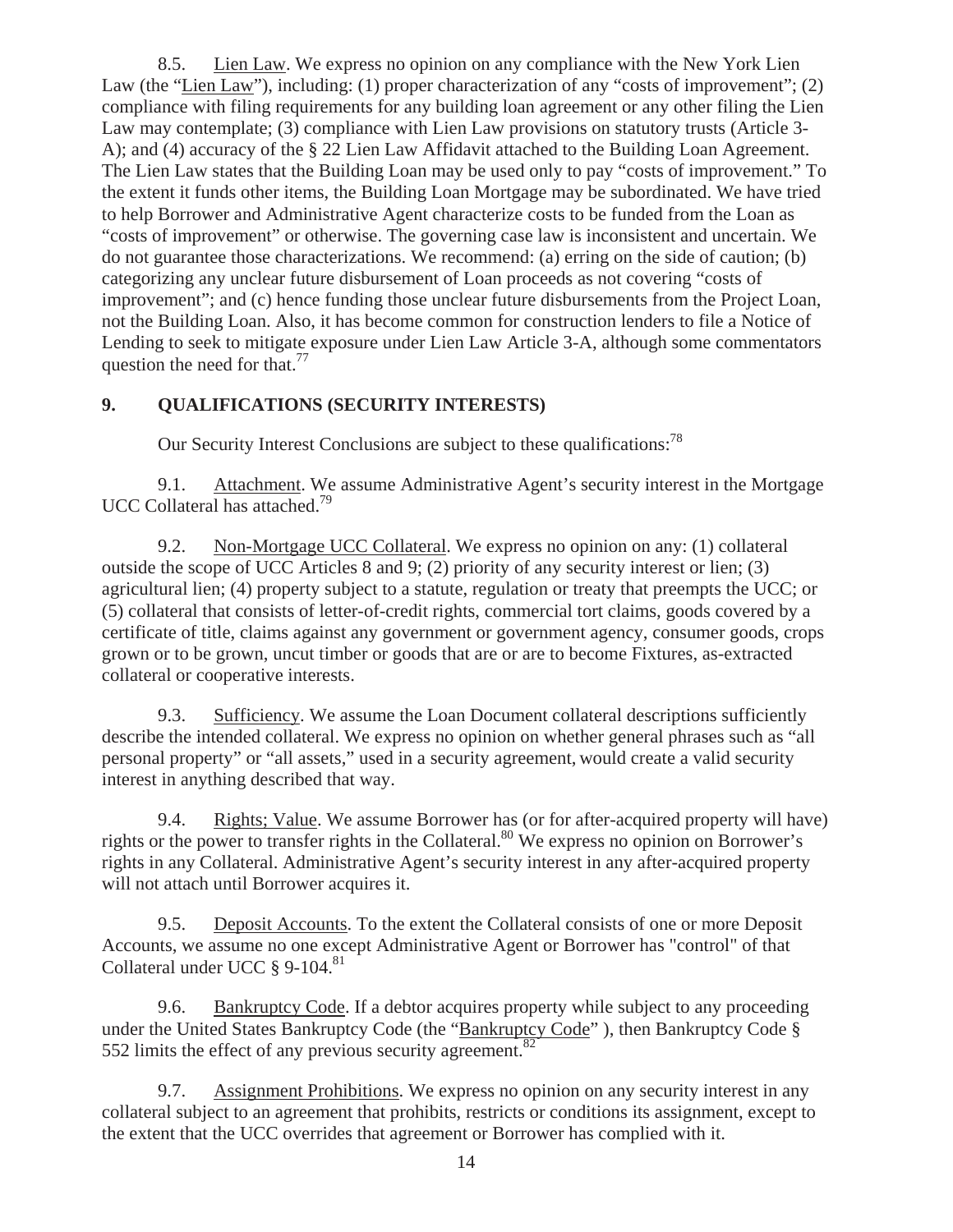8.5. Lien Law. We express no opinion on any compliance with the New York Lien Law (the "Lien Law"), including: (1) proper characterization of any "costs of improvement"; (2) compliance with filing requirements for any building loan agreement or any other filing the Lien Law may contemplate; (3) compliance with Lien Law provisions on statutory trusts (Article 3-A); and (4) accuracy of the § 22 Lien Law Affidavit attached to the Building Loan Agreement. The Lien Law states that the Building Loan may be used only to pay "costs of improvement." To the extent it funds other items, the Building Loan Mortgage may be subordinated. We have tried to help Borrower and Administrative Agent characterize costs to be funded from the Loan as "costs of improvement" or otherwise. The governing case law is inconsistent and uncertain. We do not guarantee those characterizations. We recommend: (a) erring on the side of caution; (b) categorizing any unclear future disbursement of Loan proceeds as not covering "costs of improvement"; and (c) hence funding those unclear future disbursements from the Project Loan, not the Building Loan. Also, it has become common for construction lenders to file a Notice of Lending to seek to mitigate exposure under Lien Law Article 3-A, although some commentators question the need for that.[77]

## 9. QUALIFICATIONS (SECURITY INTERESTS)

Our Security Interest Conclusions are subject to these qualifications:[78]

9.1. Attachment. We assume Administrative Agent's security interest in the Mortgage UCC Collateral has attached.[79]

9.2. Non-Mortgage UCC Collateral. We express no opinion on any: (1) collateral outside the scope of UCC Articles 8 and 9; (2) priority of any security interest or lien; (3) agricultural lien; (4) property subject to a statute, regulation or treaty that preempts the UCC; or (5) collateral that consists of letter-of-credit rights, commercial tort claims, goods covered by a certificate of title, claims against any government or government agency, consumer goods, crops grown or to be grown, uncut timber or goods that are or are to become Fixtures, as-extracted collateral or cooperative interests.

9.3. Sufficiency. We assume the Loan Document collateral descriptions sufficiently describe the intended collateral. We express no opinion on whether general phrases such as "all personal property" or "all assets," used in a security agreement, would create a valid security interest in anything described that way.

9.4. Rights; Value. We assume Borrower has (or for after-acquired property will have) rights or the power to transfer rights in the Collateral.[80] We express no opinion on Borrower's rights in any Collateral. Administrative Agent's security interest in any after-acquired property will not attach until Borrower acquires it.

9.5. Deposit Accounts. To the extent the Collateral consists of one or more Deposit Accounts, we assume no one except Administrative Agent or Borrower has "control" of that Collateral under UCC § 9-104.[81]

9.6. Bankruptcy Code. If a debtor acquires property while subject to any proceeding under the United States Bankruptcy Code (the "Bankruptcy Code" ), then Bankruptcy Code § 552 limits the effect of any previous security agreement.[82]

9.7. Assignment Prohibitions. We express no opinion on any security interest in any collateral subject to an agreement that prohibits, restricts or conditions its assignment, except to the extent that the UCC overrides that agreement or Borrower has complied with it.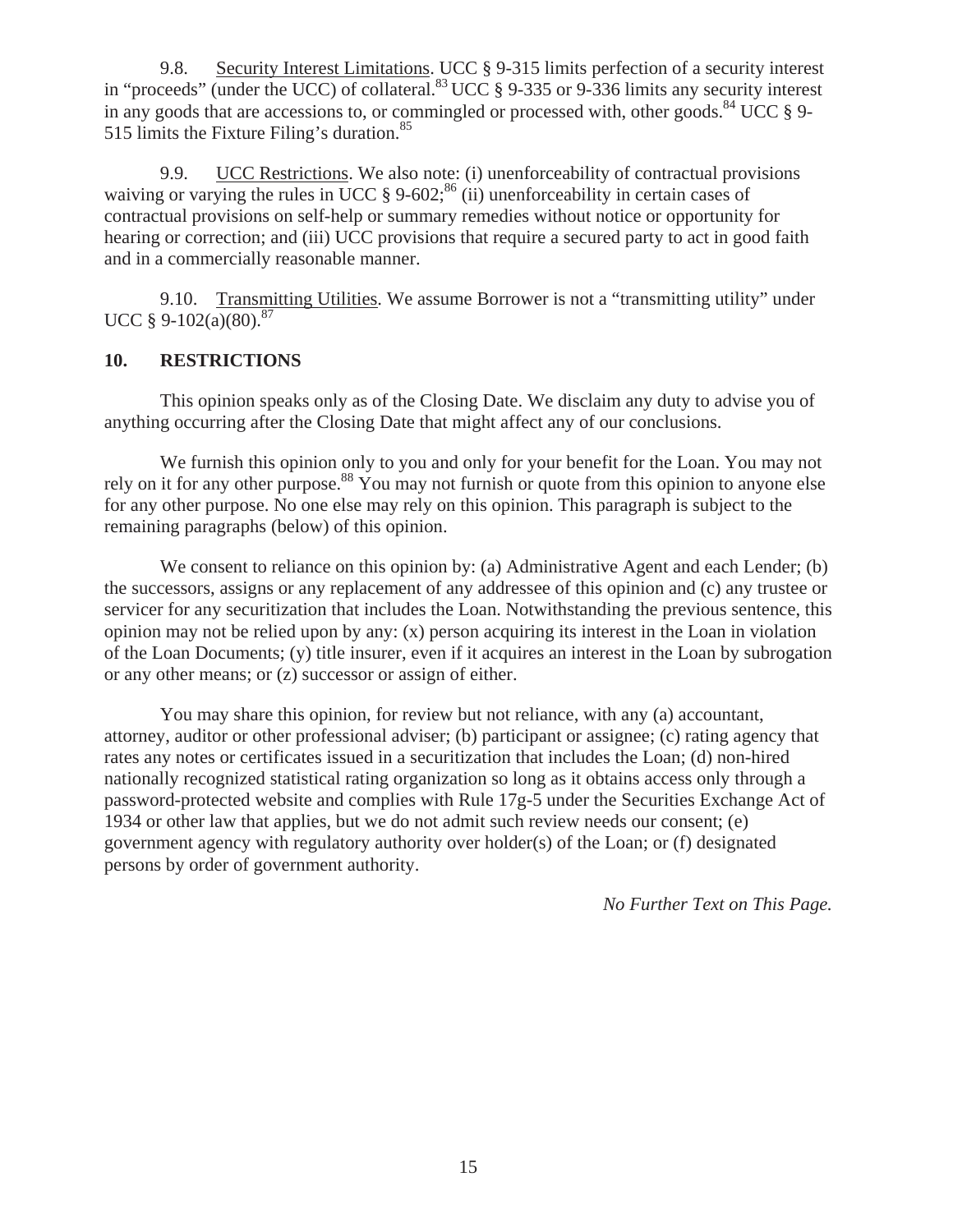9.8. Security Interest Limitations. UCC § 9-315 limits perfection of a security interest in "proceeds" (under the UCC) of collateral.[83] UCC § 9-335 or 9-336 limits any security interest in any goods that are accessions to, or commingled or processed with, other goods.[84] UCC § 9-515 limits the Fixture Filing's duration.[85]

9.9. UCC Restrictions. We also note: (i) unenforceability of contractual provisions waiving or varying the rules in UCC § 9-602;[86] (ii) unenforceability in certain cases of contractual provisions on self-help or summary remedies without notice or opportunity for hearing or correction; and (iii) UCC provisions that require a secured party to act in good faith and in a commercially reasonable manner.

9.10. Transmitting Utilities. We assume Borrower is not a "transmitting utility" under UCC § 9-102(a)(80).[87]

## 10. RESTRICTIONS

This opinion speaks only as of the Closing Date. We disclaim any duty to advise you of anything occurring after the Closing Date that might affect any of our conclusions.

We furnish this opinion only to you and only for your benefit for the Loan. You may not rely on it for any other purpose.[88] You may not furnish or quote from this opinion to anyone else for any other purpose. No one else may rely on this opinion. This paragraph is subject to the remaining paragraphs (below) of this opinion.

We consent to reliance on this opinion by: (a) Administrative Agent and each Lender; (b) the successors, assigns or any replacement of any addressee of this opinion and (c) any trustee or servicer for any securitization that includes the Loan. Notwithstanding the previous sentence, this opinion may not be relied upon by any: (x) person acquiring its interest in the Loan in violation of the Loan Documents; (y) title insurer, even if it acquires an interest in the Loan by subrogation or any other means; or (z) successor or assign of either.

You may share this opinion, for review but not reliance, with any (a) accountant, attorney, auditor or other professional adviser; (b) participant or assignee; (c) rating agency that rates any notes or certificates issued in a securitization that includes the Loan; (d) non-hired nationally recognized statistical rating organization so long as it obtains access only through a password-protected website and complies with Rule 17g-5 under the Securities Exchange Act of 1934 or other law that applies, but we do not admit such review needs our consent; (e) government agency with regulatory authority over holder(s) of the Loan; or (f) designated persons by order of government authority.

*No Further Text on This Page.*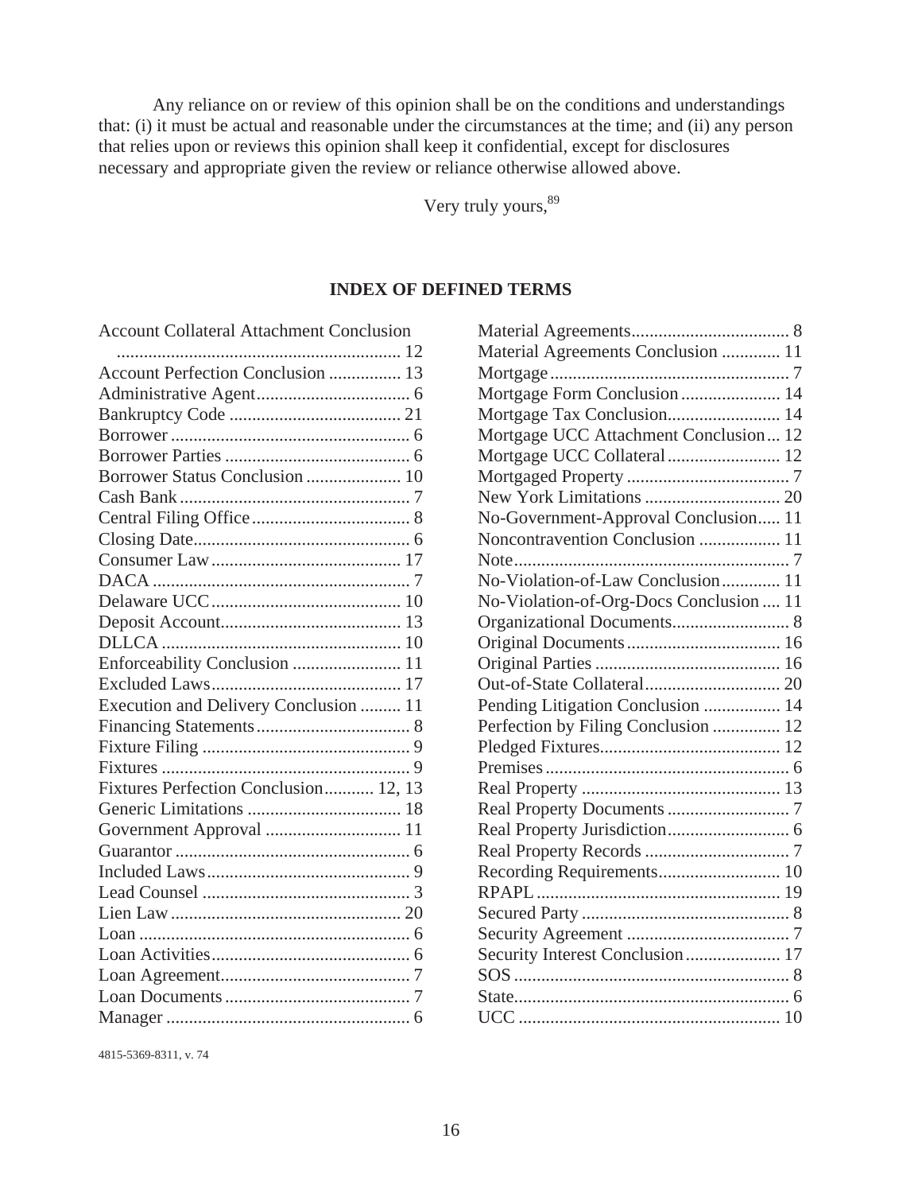Any reliance on or review of this opinion shall be on the conditions and understandings that: (i) it must be actual and reasonable under the circumstances at the time; and (ii) any person that relies upon or reviews this opinion shall keep it confidential, except for disclosures necessary and appropriate given the review or reliance otherwise allowed above.

Very truly yours,[89]

## INDEX OF DEFINED TERMS

Account Collateral Attachment Conclusion ............................................................... 12
Account Perfection Conclusion ................ 13
Administrative Agent.................................. 6
Bankruptcy Code ...................................... 21
Borrower ..................................................... 6
Borrower Parties ......................................... 6
Borrower Status Conclusion ..................... 10
Cash Bank ................................................... 7
Central Filing Office ................................... 8
Closing Date................................................ 6
Consumer Law .......................................... 17
DACA ......................................................... 7
Delaware UCC .......................................... 10
Deposit Account........................................ 13
DLLCA ..................................................... 10
Enforceability Conclusion ........................ 11
Excluded Laws .......................................... 17
Execution and Delivery Conclusion ......... 11
Financing Statements .................................. 8
Fixture Filing ............................................. 9
Fixtures ....................................................... 9
Fixtures Perfection Conclusion........... 12, 13
Generic Limitations .................................. 18
Government Approval ............................. 11
Guarantor .................................................... 6
Included Laws ............................................. 9
Lead Counsel ............................................. 3
Lien Law ................................................... 20
Loan ............................................................ 6
Loan Activities ............................................ 6
Loan Agreement .......................................... 7
Loan Documents ......................................... 7
Manager ...................................................... 6
Material Agreements................................... 8
Material Agreements Conclusion ............. 11
Mortgage ..................................................... 7
Mortgage Form Conclusion ...................... 14
Mortgage Tax Conclusion......................... 14
Mortgage UCC Attachment Conclusion ... 12
Mortgage UCC Collateral ......................... 12
Mortgaged Property .................................... 7
New York Limitations .............................. 20
No-Government-Approval Conclusion..... 11
Noncontravention Conclusion .................. 11
Note............................................................. 7
No-Violation-of-Law Conclusion ............. 11
No-Violation-of-Org-Docs Conclusion .... 11
Organizational Documents.......................... 8
Original Documents .................................. 16
Original Parties ......................................... 16
Out-of-State Collateral .............................. 20
Pending Litigation Conclusion ................. 14
Perfection by Filing Conclusion ............... 12
Pledged Fixtures........................................ 12
Premises ...................................................... 6
Real Property ............................................ 13
Real Property Documents ........................... 7
Real Property Jurisdiction........................... 6
Real Property Records ................................ 7
Recording Requirements........................... 10
RPAPL ...................................................... 19
Secured Party .............................................. 8
Security Agreement .................................... 7
Security Interest Conclusion ..................... 17
SOS ............................................................. 8
State............................................................. 6
UCC .......................................................... 10

4815-5369-8311, v. 74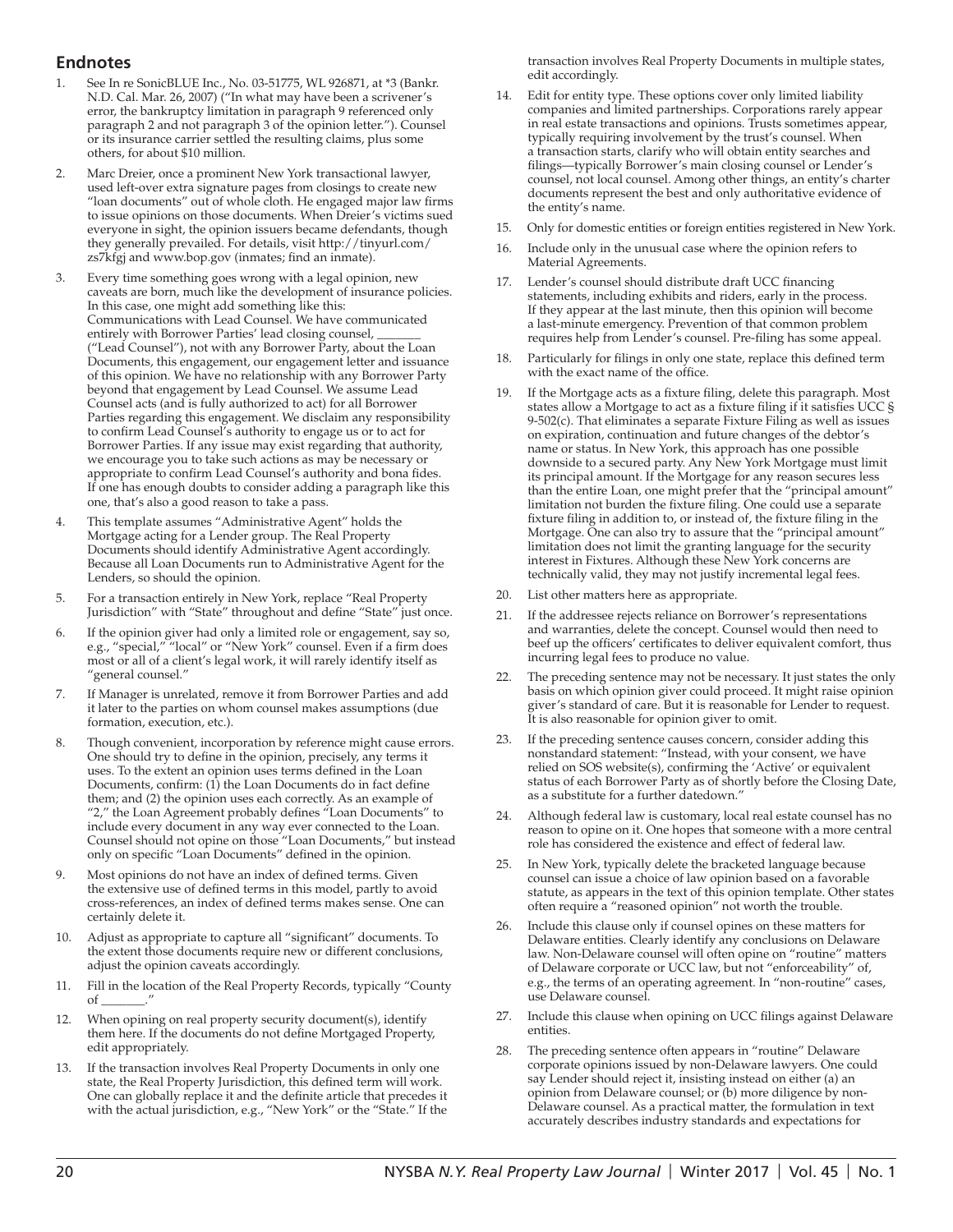## Endnotes

1. See In re SonicBLUE Inc., No. 03-51775, WL 926871, at *3 (Bankr. N.D. Cal. Mar. 26, 2007) ("In what may have been a scrivener's error, the bankruptcy limitation in paragraph 9 referenced only paragraph 2 and not paragraph 3 of the opinion letter."). Counsel or its insurance carrier settled the resulting claims, plus some others, for about $10 million.

2. Marc Dreier, once a prominent New York transactional lawyer, used left-over extra signature pages from closings to create new "loan documents" out of whole cloth. He engaged major law firms to issue opinions on those documents. When Dreier's victims sued everyone in sight, the opinion issuers became defendants, though they generally prevailed. For details, visit http://tinyurl.com/zs7kfgj and www.bop.gov (inmates; find an inmate).

3. Every time something goes wrong with a legal opinion, new caveats are born, much like the development of insurance policies. In this case, one might add something like this: Communications with Lead Counsel. We have communicated entirely with Borrower Parties' lead closing counsel, _______ ("Lead Counsel"), not with any Borrower Party, about the Loan Documents, this engagement, our engagement letter and issuance of this opinion. We have no relationship with any Borrower Party beyond that engagement by Lead Counsel. We assume Lead Counsel acts (and is fully authorized to act) for all Borrower Parties regarding this engagement. We disclaim any responsibility to confirm Lead Counsel's authority to engage us or to act for Borrower Parties. If any issue may exist regarding that authority, we encourage you to take such actions as may be necessary or appropriate to confirm Lead Counsel's authority and bona fides. If one has enough doubts to consider adding a paragraph like this one, that's also a good reason to take a pass.

4. This template assumes "Administrative Agent" holds the Mortgage acting for a Lender group. The Real Property Documents should identify Administrative Agent accordingly. Because all Loan Documents run to Administrative Agent for the Lenders, so should the opinion.

5. For a transaction entirely in New York, replace "Real Property Jurisdiction" with "State" throughout and define "State" just once.

6. If the opinion giver had only a limited role or engagement, say so, e.g., "special," "local" or "New York" counsel. Even if a firm does most or all of a client's legal work, it will rarely identify itself as "general counsel."

7. If Manager is unrelated, remove it from Borrower Parties and add it later to the parties on whom counsel makes assumptions (due formation, execution, etc.).

8. Though convenient, incorporation by reference might cause errors. One should try to define in the opinion, precisely, any terms it uses. To the extent an opinion uses terms defined in the Loan Documents, confirm: (1) the Loan Documents do in fact define them; and (2) the opinion uses each correctly. As an example of "2," the Loan Agreement probably defines "Loan Documents" to include every document in any way ever connected to the Loan. Counsel should not opine on those "Loan Documents," but instead only on specific "Loan Documents" defined in the opinion.

9. Most opinions do not have an index of defined terms. Given the extensive use of defined terms in this model, partly to avoid cross-references, an index of defined terms makes sense. One can certainly delete it.

10. Adjust as appropriate to capture all "significant" documents. To the extent those documents require new or different conclusions, adjust the opinion caveats accordingly.

11. Fill in the location of the Real Property Records, typically "County of _______."

12. When opining on real property security document(s), identify them here. If the documents do not define Mortgaged Property, edit appropriately.

13. If the transaction involves Real Property Documents in only one state, the Real Property Jurisdiction, this defined term will work. One can globally replace it and the definite article that precedes it with the actual jurisdiction, e.g., "New York" or the "State." If the transaction involves Real Property Documents in multiple states, edit accordingly.

14. Edit for entity type. These options cover only limited liability companies and limited partnerships. Corporations rarely appear in real estate transactions and opinions. Trusts sometimes appear, typically requiring involvement by the trust's counsel. When a transaction starts, clarify who will obtain entity searches and filings—typically Borrower's main closing counsel or Lender's counsel, not local counsel. Among other things, an entity's charter documents represent the best and only authoritative evidence of the entity's name.

15. Only for domestic entities or foreign entities registered in New York.

16. Include only in the unusual case where the opinion refers to Material Agreements.

17. Lender's counsel should distribute draft UCC financing statements, including exhibits and riders, early in the process. If they appear at the last minute, then this opinion will become a last-minute emergency. Prevention of that common problem requires help from Lender's counsel. Pre-filing has some appeal.

18. Particularly for filings in only one state, replace this defined term with the exact name of the office.

19. If the Mortgage acts as a fixture filing, delete this paragraph. Most states allow a Mortgage to act as a fixture filing if it satisfies UCC § 9-502(c). That eliminates a separate Fixture Filing as well as issues on expiration, continuation and future changes of the debtor's name or status. In New York, this approach has one possible downside to a secured party. Any New York Mortgage must limit its principal amount. If the Mortgage for any reason secures less than the entire Loan, one might prefer that the "principal amount" limitation not burden the fixture filing. One could use a separate fixture filing in addition to, or instead of, the fixture filing in the Mortgage. One can also try to assure that the "principal amount" limitation does not limit the granting language for the security interest in Fixtures. Although these New York concerns are technically valid, they may not justify incremental legal fees.

20. List other matters here as appropriate.

21. If the addressee rejects reliance on Borrower's representations and warranties, delete the concept. Counsel would then need to beef up the officers' certificates to deliver equivalent comfort, thus incurring legal fees to produce no value.

22. The preceding sentence may not be necessary. It just states the only basis on which opinion giver could proceed. It might raise opinion giver's standard of care. But it is reasonable for Lender to request. It is also reasonable for opinion giver to omit.

23. If the preceding sentence causes concern, consider adding this nonstandard statement: "Instead, with your consent, we have relied on SOS website(s), confirming the 'Active' or equivalent status of each Borrower Party as of shortly before the Closing Date, as a substitute for a further datedown."

24. Although federal law is customary, local real estate counsel has no reason to opine on it. One hopes that someone with a more central role has considered the existence and effect of federal law.

25. In New York, typically delete the bracketed language because counsel can issue a choice of law opinion based on a favorable statute, as appears in the text of this opinion template. Other states often require a "reasoned opinion" not worth the trouble.

26. Include this clause only if counsel opines on these matters for Delaware entities. Clearly identify any conclusions on Delaware law. Non-Delaware counsel will often opine on "routine" matters of Delaware corporate or UCC law, but not "enforceability" of, e.g., the terms of an operating agreement. In "non-routine" cases, use Delaware counsel.

27. Include this clause when opining on UCC filings against Delaware entities.

28. The preceding sentence often appears in "routine" Delaware corporate opinions issued by non-Delaware lawyers. One could say Lender should reject it, insisting instead on either (a) an opinion from Delaware counsel; or (b) more diligence by non-Delaware counsel. As a practical matter, the formulation in text accurately describes industry standards and expectations for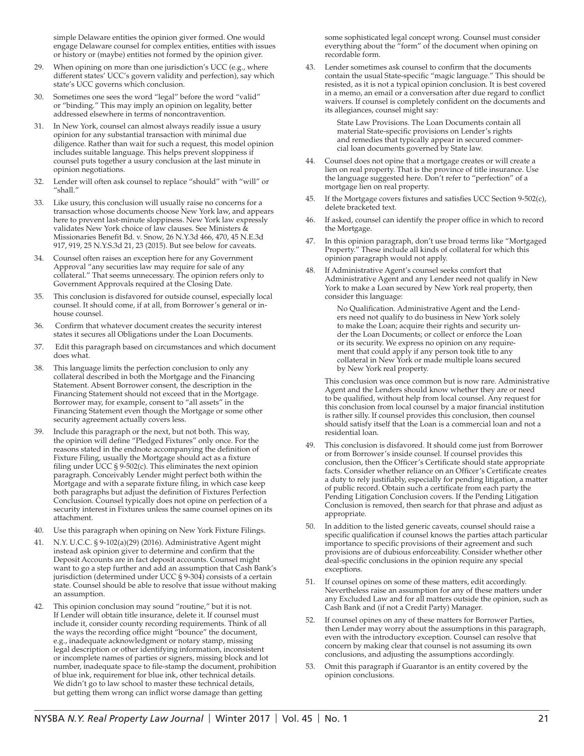simple Delaware entities the opinion giver formed. One would engage Delaware counsel for complex entities, entities with issues or history or (maybe) entities not formed by the opinion giver.

29. When opining on more than one jurisdiction's UCC (e.g., where different states' UCC's govern validity and perfection), say which state's UCC governs which conclusion.

30. Sometimes one sees the word "legal" before the word "valid" or "binding." This may imply an opinion on legality, better addressed elsewhere in terms of noncontravention.

31. In New York, counsel can almost always readily issue a usury opinion for any substantial transaction with minimal due diligence. Rather than wait for such a request, this model opinion includes suitable language. This helps prevent sloppiness if counsel puts together a usury conclusion at the last minute in opinion negotiations.

32. Lender will often ask counsel to replace "should" with "will" or "shall."

33. Like usury, this conclusion will usually raise no concerns for a transaction whose documents choose New York law, and appears here to prevent last-minute sloppiness. New York law expressly validates New York choice of law clauses. See Ministers & Missionaries Benefit Bd. v. Snow, 26 N.Y.3d 466, 470, 45 N.E.3d 917, 919, 25 N.Y.S.3d 21, 23 (2015). But see below for caveats.

34. Counsel often raises an exception here for any Government Approval "any securities law may require for sale of any collateral." That seems unnecessary. The opinion refers only to Government Approvals required at the Closing Date.

35. This conclusion is disfavored for outside counsel, especially local counsel. It should come, if at all, from Borrower's general or in-house counsel.

36. Confirm that whatever document creates the security interest states it secures all Obligations under the Loan Documents.

37. Edit this paragraph based on circumstances and which document does what.

38. This language limits the perfection conclusion to only any collateral described in both the Mortgage and the Financing Statement. Absent Borrower consent, the description in the Financing Statement should not exceed that in the Mortgage. Borrower may, for example, consent to "all assets" in the Financing Statement even though the Mortgage or some other security agreement actually covers less.

39. Include this paragraph or the next, but not both. This way, the opinion will define "Pledged Fixtures" only once. For the reasons stated in the endnote accompanying the definition of Fixture Filing, usually the Mortgage should act as a fixture filing under UCC § 9-502(c). This eliminates the next opinion paragraph. Conceivably Lender might perfect both within the Mortgage and with a separate fixture filing, in which case keep both paragraphs but adjust the definition of Fixtures Perfection Conclusion. Counsel typically does not opine on perfection of a security interest in Fixtures unless the same counsel opines on its attachment.

40. Use this paragraph when opining on New York Fixture Filings.

41. N.Y. U.C.C. § 9-102(a)(29) (2016). Administrative Agent might instead ask opinion giver to determine and confirm that the Deposit Accounts are in fact deposit accounts. Counsel might want to go a step further and add an assumption that Cash Bank's jurisdiction (determined under UCC § 9-304) consists of a certain state. Counsel should be able to resolve that issue without making an assumption.

42. This opinion conclusion may sound "routine," but it is not. If Lender will obtain title insurance, delete it. If counsel must include it, consider county recording requirements. Think of all the ways the recording office might "bounce" the document, e.g., inadequate acknowledgment or notary stamp, missing legal description or other identifying information, inconsistent or incomplete names of parties or signers, missing block and lot number, inadequate space to file-stamp the document, prohibition of blue ink, requirement for blue ink, other technical details. We didn't go to law school to master these technical details, but getting them wrong can inflict worse damage than getting some sophisticated legal concept wrong. Counsel must consider everything about the "form" of the document when opining on recordable form.

43. Lender sometimes ask counsel to confirm that the documents contain the usual State-specific "magic language." This should be resisted, as it is not a typical opinion conclusion. It is best covered in a memo, an email or a conversation after due regard to conflict waivers. If counsel is completely confident on the documents and its allegiances, counsel might say:

    State Law Provisions. The Loan Documents contain all material State-specific provisions on Lender's rights and remedies that typically appear in secured commercial loan documents governed by State law.

44. Counsel does not opine that a mortgage creates or will create a lien on real property. That is the province of title insurance. Use the language suggested here. Don't refer to "perfection" of a mortgage lien on real property.

45. If the Mortgage covers fixtures and satisfies UCC Section 9-502(c), delete bracketed text.

46. If asked, counsel can identify the proper office in which to record the Mortgage.

47. In this opinion paragraph, don't use broad terms like "Mortgaged Property." These include all kinds of collateral for which this opinion paragraph would not apply.

48. If Administrative Agent's counsel seeks comfort that Administrative Agent and any Lender need not qualify in New York to make a Loan secured by New York real property, then consider this language:

    No Qualification. Administrative Agent and the Lenders need not qualify to do business in New York solely to make the Loan; acquire their rights and security under the Loan Documents; or collect or enforce the Loan or its security. We express no opinion on any requirement that could apply if any person took title to any collateral in New York or made multiple loans secured by New York real property.

    This conclusion was once common but is now rare. Administrative Agent and the Lenders should know whether they are or need to be qualified, without help from local counsel. Any request for this conclusion from local counsel by a major financial institution is rather silly. If counsel provides this conclusion, then counsel should satisfy itself that the Loan is a commercial loan and not a residential loan.

49. This conclusion is disfavored. It should come just from Borrower or from Borrower's inside counsel. If counsel provides this conclusion, then the Officer's Certificate should state appropriate facts. Consider whether reliance on an Officer's Certificate creates a duty to rely justifiably, especially for pending litigation, a matter of public record. Obtain such a certificate from each party the Pending Litigation Conclusion covers. If the Pending Litigation Conclusion is removed, then search for that phrase and adjust as appropriate.

50. In addition to the listed generic caveats, counsel should raise a specific qualification if counsel knows the parties attach particular importance to specific provisions of their agreement and such provisions are of dubious enforceability. Consider whether other deal-specific conclusions in the opinion require any special exceptions.

51. If counsel opines on some of these matters, edit accordingly. Nevertheless raise an assumption for any of these matters under any Excluded Law and for all matters outside the opinion, such as Cash Bank and (if not a Credit Party) Manager.

52. If counsel opines on any of these matters for Borrower Parties, then Lender may worry about the assumptions in this paragraph, even with the introductory exception. Counsel can resolve that concern by making clear that counsel is not assuming its own conclusions, and adjusting the assumptions accordingly.

53. Omit this paragraph if Guarantor is an entity covered by the opinion conclusions.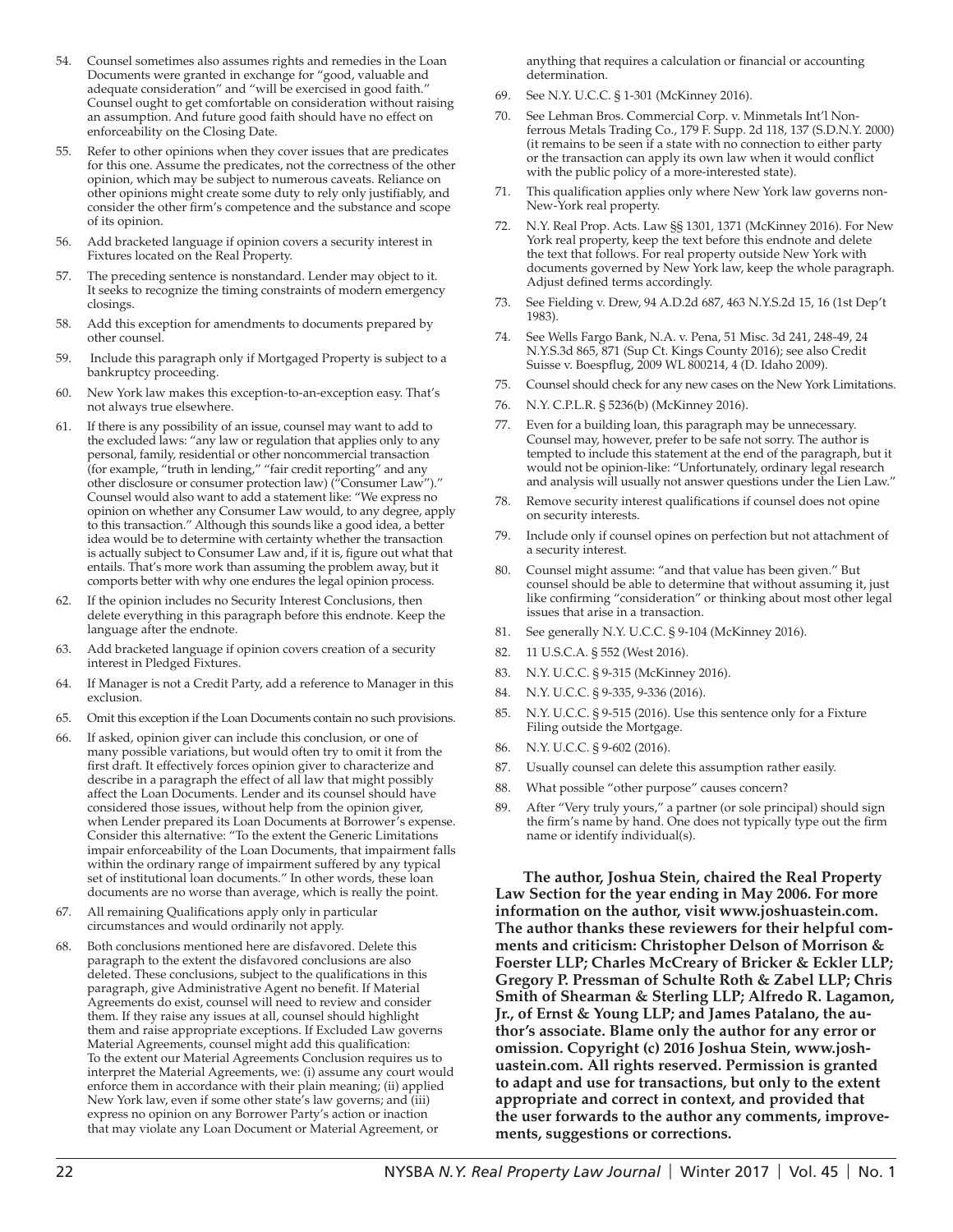54. Counsel sometimes also assumes rights and remedies in the Loan Documents were granted in exchange for "good, valuable and adequate consideration" and "will be exercised in good faith." Counsel ought to get comfortable on consideration without raising an assumption. And future good faith should have no effect on enforceability on the Closing Date.
55. Refer to other opinions when they cover issues that are predicates for this one. Assume the predicates, not the correctness of the other opinion, which may be subject to numerous caveats. Reliance on other opinions might create some duty to rely only justifiably, and consider the other firm's competence and the substance and scope of its opinion.
56. Add bracketed language if opinion covers a security interest in Fixtures located on the Real Property.
57. The preceding sentence is nonstandard. Lender may object to it. It seeks to recognize the timing constraints of modern emergency closings.
58. Add this exception for amendments to documents prepared by other counsel.
59. Include this paragraph only if Mortgaged Property is subject to a bankruptcy proceeding.
60. New York law makes this exception-to-an-exception easy. That's not always true elsewhere.
61. If there is any possibility of an issue, counsel may want to add to the excluded laws: "any law or regulation that applies only to any personal, family, residential or other noncommercial transaction (for example, "truth in lending," "fair credit reporting" and any other disclosure or consumer protection law) ("Consumer Law")." Counsel would also want to add a statement like: "We express no opinion on whether any Consumer Law would, to any degree, apply to this transaction." Although this sounds like a good idea, a better idea would be to determine with certainty whether the transaction is actually subject to Consumer Law and, if it is, figure out what that entails. That's more work than assuming the problem away, but it comports better with why one endures the legal opinion process.
62. If the opinion includes no Security Interest Conclusions, then delete everything in this paragraph before this endnote. Keep the language after the endnote.
63. Add bracketed language if opinion covers creation of a security interest in Pledged Fixtures.
64. If Manager is not a Credit Party, add a reference to Manager in this exclusion.
65. Omit this exception if the Loan Documents contain no such provisions.
66. If asked, opinion giver can include this conclusion, or one of many possible variations, but would often try to omit it from the first draft. It effectively forces opinion giver to characterize and describe in a paragraph the effect of all law that might possibly affect the Loan Documents. Lender and its counsel should have considered those issues, without help from the opinion giver, when Lender prepared its Loan Documents at Borrower's expense. Consider this alternative: "To the extent the Generic Limitations impair enforceability of the Loan Documents, that impairment falls within the ordinary range of impairment suffered by any typical set of institutional loan documents." In other words, these loan documents are no worse than average, which is really the point.
67. All remaining Qualifications apply only in particular circumstances and would ordinarily not apply.
68. Both conclusions mentioned here are disfavored. Delete this paragraph to the extent the disfavored conclusions are also deleted. These conclusions, subject to the qualifications in this paragraph, give Administrative Agent no benefit. If Material Agreements do exist, counsel will need to review and consider them. If they raise any issues at all, counsel should highlight them and raise appropriate exceptions. If Excluded Law governs Material Agreements, counsel might add this qualification: To the extent our Material Agreements Conclusion requires us to interpret the Material Agreements, we: (i) assume any court would enforce them in accordance with their plain meaning; (ii) applied New York law, even if some other state's law governs; and (iii) express no opinion on any Borrower Party's action or inaction that may violate any Loan Document or Material Agreement, or anything that requires a calculation or financial or accounting determination.
69. See N.Y. U.C.C. § 1-301 (McKinney 2016).
70. See Lehman Bros. Commercial Corp. v. Minmetals Int'l Non-ferrous Metals Trading Co., 179 F. Supp. 2d 118, 137 (S.D.N.Y. 2000) (it remains to be seen if a state with no connection to either party or the transaction can apply its own law when it would conflict with the public policy of a more-interested state).
71. This qualification applies only where New York law governs non-New-York real property.
72. N.Y. Real Prop. Acts. Law §§ 1301, 1371 (McKinney 2016). For New York real property, keep the text before this endnote and delete the text that follows. For real property outside New York with documents governed by New York law, keep the whole paragraph. Adjust defined terms accordingly.
73. See Fielding v. Drew, 94 A.D.2d 687, 463 N.Y.S.2d 15, 16 (1st Dep't 1983).
74. See Wells Fargo Bank, N.A. v. Pena, 51 Misc. 3d 241, 248-49, 24 N.Y.S.3d 865, 871 (Sup Ct. Kings County 2016); see also Credit Suisse v. Boespflug, 2009 WL 800214, 4 (D. Idaho 2009).
75. Counsel should check for any new cases on the New York Limitations.
76. N.Y. C.P.L.R. § 5236(b) (McKinney 2016).
77. Even for a building loan, this paragraph may be unnecessary. Counsel may, however, prefer to be safe not sorry. The author is tempted to include this statement at the end of the paragraph, but it would not be opinion-like: "Unfortunately, ordinary legal research and analysis will usually not answer questions under the Lien Law."
78. Remove security interest qualifications if counsel does not opine on security interests.
79. Include only if counsel opines on perfection but not attachment of a security interest.
80. Counsel might assume: "and that value has been given." But counsel should be able to determine that without assuming it, just like confirming "consideration" or thinking about most other legal issues that arise in a transaction.
81. See generally N.Y. U.C.C. § 9-104 (McKinney 2016).
82. 11 U.S.C.A. § 552 (West 2016).
83. N.Y. U.C.C. § 9-315 (McKinney 2016).
84. N.Y. U.C.C. § 9-335, 9-336 (2016).
85. N.Y. U.C.C. § 9-515 (2016). Use this sentence only for a Fixture Filing outside the Mortgage.
86. N.Y. U.C.C. § 9-602 (2016).
87. Usually counsel can delete this assumption rather easily.
88. What possible "other purpose" causes concern?
89. After "Very truly yours," a partner (or sole principal) should sign the firm's name by hand. One does not typically type out the firm name or identify individual(s).

**The author, Joshua Stein, chaired the Real Property Law Section for the year ending in May 2006. For more information on the author, visit www.joshuastein.com. The author thanks these reviewers for their helpful comments and criticism: Christopher Delson of Morrison & Foerster LLP; Charles McCreary of Bricker & Eckler LLP; Gregory P. Pressman of Schulte Roth & Zabel LLP; Chris Smith of Shearman & Sterling LLP; Alfredo R. Lagamon, Jr., of Ernst & Young LLP; and James Patalano, the author's associate. Blame only the author for any error or omission. Copyright (c) 2016 Joshua Stein, www.joshuastein.com. All rights reserved. Permission is granted to adapt and use for transactions, but only to the extent appropriate and correct in context, and provided that the user forwards to the author any comments, improvements, suggestions or corrections.**